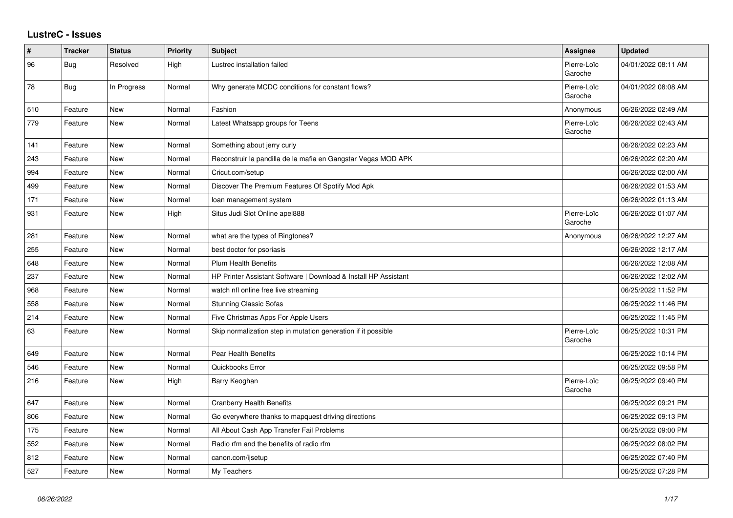## LustreC - Issues

| # | Tracker | Status | Priority | Subject | Assignee | Updated |
|---|---|---|---|---|---|---|
| 96 | Bug | Resolved | High | Lustrec installation failed | Pierre-Loïc Garoche | 04/01/2022 08:11 AM |
| 78 | Bug | In Progress | Normal | Why generate MCDC conditions for constant flows? | Pierre-Loïc Garoche | 04/01/2022 08:08 AM |
| 510 | Feature | New | Normal | Fashion | Anonymous | 06/26/2022 02:49 AM |
| 779 | Feature | New | Normal | Latest Whatsapp groups for Teens | Pierre-Loïc Garoche | 06/26/2022 02:43 AM |
| 141 | Feature | New | Normal | Something about jerry curly | | 06/26/2022 02:23 AM |
| 243 | Feature | New | Normal | Reconstruir la pandilla de la mafia en Gangstar Vegas MOD APK | | 06/26/2022 02:20 AM |
| 994 | Feature | New | Normal | Cricut.com/setup | | 06/26/2022 02:00 AM |
| 499 | Feature | New | Normal | Discover The Premium Features Of Spotify Mod Apk | | 06/26/2022 01:53 AM |
| 171 | Feature | New | Normal | loan management system | | 06/26/2022 01:13 AM |
| 931 | Feature | New | High | Situs Judi Slot Online apel888 | Pierre-Loïc Garoche | 06/26/2022 01:07 AM |
| 281 | Feature | New | Normal | what are the types of Ringtones? | Anonymous | 06/26/2022 12:27 AM |
| 255 | Feature | New | Normal | best doctor for psoriasis | | 06/26/2022 12:17 AM |
| 648 | Feature | New | Normal | Plum Health Benefits | | 06/26/2022 12:08 AM |
| 237 | Feature | New | Normal | HP Printer Assistant Software \| Download & Install HP Assistant | | 06/26/2022 12:02 AM |
| 968 | Feature | New | Normal | watch nfl online free live streaming | | 06/25/2022 11:52 PM |
| 558 | Feature | New | Normal | Stunning Classic Sofas | | 06/25/2022 11:46 PM |
| 214 | Feature | New | Normal | Five Christmas Apps For Apple Users | | 06/25/2022 11:45 PM |
| 63 | Feature | New | Normal | Skip normalization step in mutation generation if it possible | Pierre-Loïc Garoche | 06/25/2022 10:31 PM |
| 649 | Feature | New | Normal | Pear Health Benefits | | 06/25/2022 10:14 PM |
| 546 | Feature | New | Normal | Quickbooks Error | | 06/25/2022 09:58 PM |
| 216 | Feature | New | High | Barry Keoghan | Pierre-Loïc Garoche | 06/25/2022 09:40 PM |
| 647 | Feature | New | Normal | Cranberry Health Benefits | | 06/25/2022 09:21 PM |
| 806 | Feature | New | Normal | Go everywhere thanks to mapquest driving directions | | 06/25/2022 09:13 PM |
| 175 | Feature | New | Normal | All About Cash App Transfer Fail Problems | | 06/25/2022 09:00 PM |
| 552 | Feature | New | Normal | Radio rfm and the benefits of radio rfm | | 06/25/2022 08:02 PM |
| 812 | Feature | New | Normal | canon.com/ijsetup | | 06/25/2022 07:40 PM |
| 527 | Feature | New | Normal | My Teachers | | 06/25/2022 07:28 PM |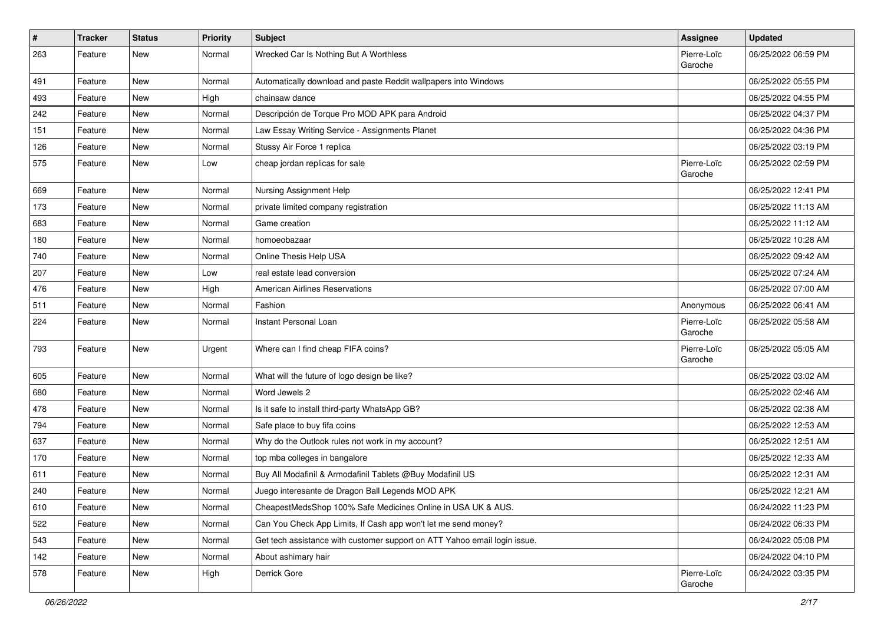| # | Tracker | Status | Priority | Subject | Assignee | Updated |
|---|---|---|---|---|---|---|
| 263 | Feature | New | Normal | Wrecked Car Is Nothing But A Worthless | Pierre-Loïc Garoche | 06/25/2022 06:59 PM |
| 491 | Feature | New | Normal | Automatically download and paste Reddit wallpapers into Windows | | 06/25/2022 05:55 PM |
| 493 | Feature | New | High | chainsaw dance | | 06/25/2022 04:55 PM |
| 242 | Feature | New | Normal | Descripción de Torque Pro MOD APK para Android | | 06/25/2022 04:37 PM |
| 151 | Feature | New | Normal | Law Essay Writing Service - Assignments Planet | | 06/25/2022 04:36 PM |
| 126 | Feature | New | Normal | Stussy Air Force 1 replica | | 06/25/2022 03:19 PM |
| 575 | Feature | New | Low | cheap jordan replicas for sale | Pierre-Loïc Garoche | 06/25/2022 02:59 PM |
| 669 | Feature | New | Normal | Nursing Assignment Help | | 06/25/2022 12:41 PM |
| 173 | Feature | New | Normal | private limited company registration | | 06/25/2022 11:13 AM |
| 683 | Feature | New | Normal | Game creation | | 06/25/2022 11:12 AM |
| 180 | Feature | New | Normal | homoeobazaar | | 06/25/2022 10:28 AM |
| 740 | Feature | New | Normal | Online Thesis Help USA | | 06/25/2022 09:42 AM |
| 207 | Feature | New | Low | real estate lead conversion | | 06/25/2022 07:24 AM |
| 476 | Feature | New | High | American Airlines Reservations | | 06/25/2022 07:00 AM |
| 511 | Feature | New | Normal | Fashion | Anonymous | 06/25/2022 06:41 AM |
| 224 | Feature | New | Normal | Instant Personal Loan | Pierre-Loïc Garoche | 06/25/2022 05:58 AM |
| 793 | Feature | New | Urgent | Where can I find cheap FIFA coins? | Pierre-Loïc Garoche | 06/25/2022 05:05 AM |
| 605 | Feature | New | Normal | What will the future of logo design be like? | | 06/25/2022 03:02 AM |
| 680 | Feature | New | Normal | Word Jewels 2 | | 06/25/2022 02:46 AM |
| 478 | Feature | New | Normal | Is it safe to install third-party WhatsApp GB? | | 06/25/2022 02:38 AM |
| 794 | Feature | New | Normal | Safe place to buy fifa coins | | 06/25/2022 12:53 AM |
| 637 | Feature | New | Normal | Why do the Outlook rules not work in my account? | | 06/25/2022 12:51 AM |
| 170 | Feature | New | Normal | top mba colleges in bangalore | | 06/25/2022 12:33 AM |
| 611 | Feature | New | Normal | Buy All Modafinil & Armodafinil Tablets @Buy Modafinil US | | 06/25/2022 12:31 AM |
| 240 | Feature | New | Normal | Juego interesante de Dragon Ball Legends MOD APK | | 06/25/2022 12:21 AM |
| 610 | Feature | New | Normal | CheapestMedsShop 100% Safe Medicines Online in USA UK & AUS. | | 06/24/2022 11:23 PM |
| 522 | Feature | New | Normal | Can You Check App Limits, If Cash app won't let me send money? | | 06/24/2022 06:33 PM |
| 543 | Feature | New | Normal | Get tech assistance with customer support on ATT Yahoo email login issue. | | 06/24/2022 05:08 PM |
| 142 | Feature | New | Normal | About ashimary hair | | 06/24/2022 04:10 PM |
| 578 | Feature | New | High | Derrick Gore | Pierre-Loïc Garoche | 06/24/2022 03:35 PM |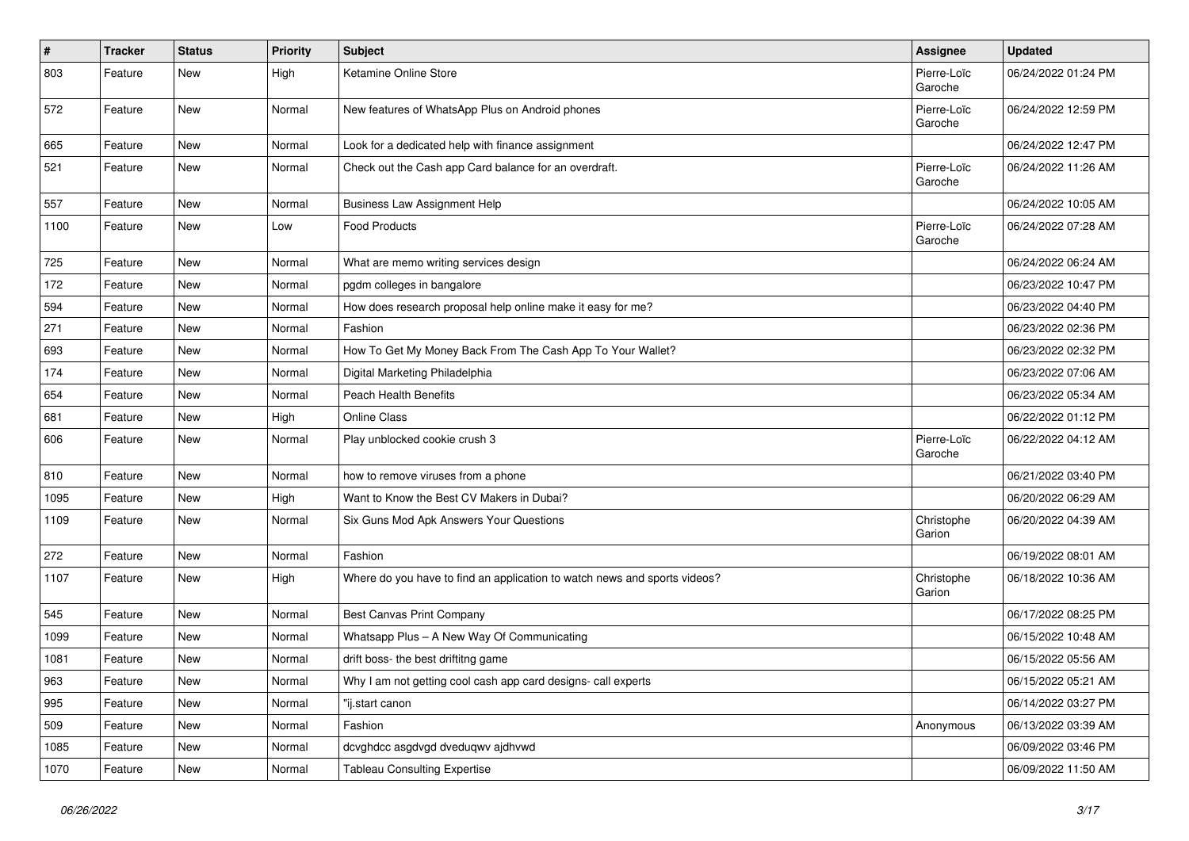| # | Tracker | Status | Priority | Subject | Assignee | Updated |
|---|---|---|---|---|---|---|
| 803 | Feature | New | High | Ketamine Online Store | Pierre-Loïc Garoche | 06/24/2022 01:24 PM |
| 572 | Feature | New | Normal | New features of WhatsApp Plus on Android phones | Pierre-Loïc Garoche | 06/24/2022 12:59 PM |
| 665 | Feature | New | Normal | Look for a dedicated help with finance assignment | | 06/24/2022 12:47 PM |
| 521 | Feature | New | Normal | Check out the Cash app Card balance for an overdraft. | Pierre-Loïc Garoche | 06/24/2022 11:26 AM |
| 557 | Feature | New | Normal | Business Law Assignment Help | | 06/24/2022 10:05 AM |
| 1100 | Feature | New | Low | Food Products | Pierre-Loïc Garoche | 06/24/2022 07:28 AM |
| 725 | Feature | New | Normal | What are memo writing services design | | 06/24/2022 06:24 AM |
| 172 | Feature | New | Normal | pgdm colleges in bangalore | | 06/23/2022 10:47 PM |
| 594 | Feature | New | Normal | How does research proposal help online make it easy for me? | | 06/23/2022 04:40 PM |
| 271 | Feature | New | Normal | Fashion | | 06/23/2022 02:36 PM |
| 693 | Feature | New | Normal | How To Get My Money Back From The Cash App To Your Wallet? | | 06/23/2022 02:32 PM |
| 174 | Feature | New | Normal | Digital Marketing Philadelphia | | 06/23/2022 07:06 AM |
| 654 | Feature | New | Normal | Peach Health Benefits | | 06/23/2022 05:34 AM |
| 681 | Feature | New | High | Online Class | | 06/22/2022 01:12 PM |
| 606 | Feature | New | Normal | Play unblocked cookie crush 3 | Pierre-Loïc Garoche | 06/22/2022 04:12 AM |
| 810 | Feature | New | Normal | how to remove viruses from a phone | | 06/21/2022 03:40 PM |
| 1095 | Feature | New | High | Want to Know the Best CV Makers in Dubai? | | 06/20/2022 06:29 AM |
| 1109 | Feature | New | Normal | Six Guns Mod Apk Answers Your Questions | Christophe Garion | 06/20/2022 04:39 AM |
| 272 | Feature | New | Normal | Fashion | | 06/19/2022 08:01 AM |
| 1107 | Feature | New | High | Where do you have to find an application to watch news and sports videos? | Christophe Garion | 06/18/2022 10:36 AM |
| 545 | Feature | New | Normal | Best Canvas Print Company | | 06/17/2022 08:25 PM |
| 1099 | Feature | New | Normal | Whatsapp Plus – A New Way Of Communicating | | 06/15/2022 10:48 AM |
| 1081 | Feature | New | Normal | drift boss- the best driftitng game | | 06/15/2022 05:56 AM |
| 963 | Feature | New | Normal | Why I am not getting cool cash app card designs- call experts | | 06/15/2022 05:21 AM |
| 995 | Feature | New | Normal | "ij.start canon | | 06/14/2022 03:27 PM |
| 509 | Feature | New | Normal | Fashion | Anonymous | 06/13/2022 03:39 AM |
| 1085 | Feature | New | Normal | dcvghdcc asgdvgd dveduqwv ajdhvwd | | 06/09/2022 03:46 PM |
| 1070 | Feature | New | Normal | Tableau Consulting Expertise | | 06/09/2022 11:50 AM |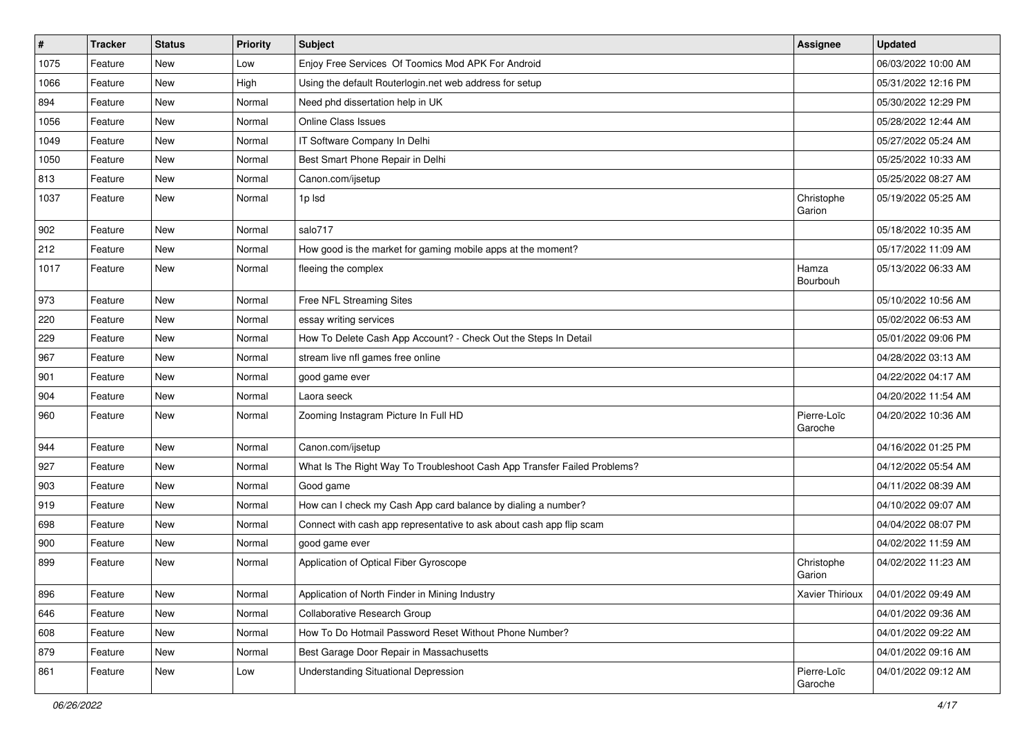| # | Tracker | Status | Priority | Subject | Assignee | Updated |
| --- | --- | --- | --- | --- | --- | --- |
| 1075 | Feature | New | Low | Enjoy Free Services  Of Toomics Mod APK For Android | | 06/03/2022 10:00 AM |
| 1066 | Feature | New | High | Using the default Routerlogin.net web address for setup | | 05/31/2022 12:16 PM |
| 894 | Feature | New | Normal | Need phd dissertation help in UK | | 05/30/2022 12:29 PM |
| 1056 | Feature | New | Normal | Online Class Issues | | 05/28/2022 12:44 AM |
| 1049 | Feature | New | Normal | IT Software Company In Delhi | | 05/27/2022 05:24 AM |
| 1050 | Feature | New | Normal | Best Smart Phone Repair in Delhi | | 05/25/2022 10:33 AM |
| 813 | Feature | New | Normal | Canon.com/ijsetup | | 05/25/2022 08:27 AM |
| 1037 | Feature | New | Normal | 1p lsd | Christophe Garion | 05/19/2022 05:25 AM |
| 902 | Feature | New | Normal | salo717 | | 05/18/2022 10:35 AM |
| 212 | Feature | New | Normal | How good is the market for gaming mobile apps at the moment? | | 05/17/2022 11:09 AM |
| 1017 | Feature | New | Normal | fleeing the complex | Hamza Bourbouh | 05/13/2022 06:33 AM |
| 973 | Feature | New | Normal | Free NFL Streaming Sites | | 05/10/2022 10:56 AM |
| 220 | Feature | New | Normal | essay writing services | | 05/02/2022 06:53 AM |
| 229 | Feature | New | Normal | How To Delete Cash App Account? - Check Out the Steps In Detail | | 05/01/2022 09:06 PM |
| 967 | Feature | New | Normal | stream live nfl games free online | | 04/28/2022 03:13 AM |
| 901 | Feature | New | Normal | good game ever | | 04/22/2022 04:17 AM |
| 904 | Feature | New | Normal | Laora seeck | | 04/20/2022 11:54 AM |
| 960 | Feature | New | Normal | Zooming Instagram Picture In Full HD | Pierre-Loïc Garoche | 04/20/2022 10:36 AM |
| 944 | Feature | New | Normal | Canon.com/ijsetup | | 04/16/2022 01:25 PM |
| 927 | Feature | New | Normal | What Is The Right Way To Troubleshoot Cash App Transfer Failed Problems? | | 04/12/2022 05:54 AM |
| 903 | Feature | New | Normal | Good game | | 04/11/2022 08:39 AM |
| 919 | Feature | New | Normal | How can I check my Cash App card balance by dialing a number? | | 04/10/2022 09:07 AM |
| 698 | Feature | New | Normal | Connect with cash app representative to ask about cash app flip scam | | 04/04/2022 08:07 PM |
| 900 | Feature | New | Normal | good game ever | | 04/02/2022 11:59 AM |
| 899 | Feature | New | Normal | Application of Optical Fiber Gyroscope | Christophe Garion | 04/02/2022 11:23 AM |
| 896 | Feature | New | Normal | Application of North Finder in Mining Industry | Xavier Thirioux | 04/01/2022 09:49 AM |
| 646 | Feature | New | Normal | Collaborative Research Group | | 04/01/2022 09:36 AM |
| 608 | Feature | New | Normal | How To Do Hotmail Password Reset Without Phone Number? | | 04/01/2022 09:22 AM |
| 879 | Feature | New | Normal | Best Garage Door Repair in Massachusetts | | 04/01/2022 09:16 AM |
| 861 | Feature | New | Low | Understanding Situational Depression | Pierre-Loïc Garoche | 04/01/2022 09:12 AM |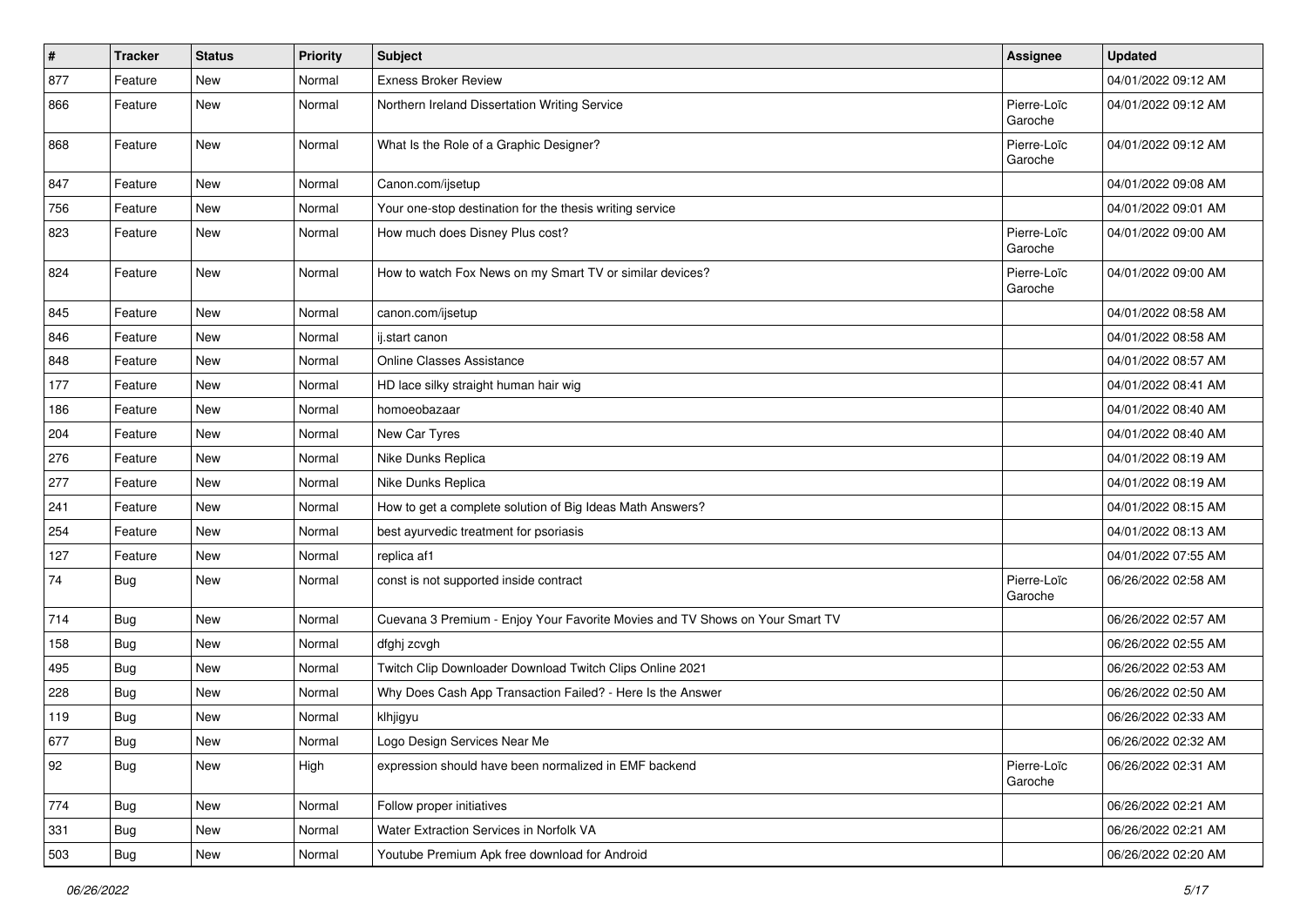| # | Tracker | Status | Priority | Subject | Assignee | Updated |
|---|---|---|---|---|---|---|
| 877 | Feature | New | Normal | Exness Broker Review | | 04/01/2022 09:12 AM |
| 866 | Feature | New | Normal | Northern Ireland Dissertation Writing Service | Pierre-Loïc Garoche | 04/01/2022 09:12 AM |
| 868 | Feature | New | Normal | What Is the Role of a Graphic Designer? | Pierre-Loïc Garoche | 04/01/2022 09:12 AM |
| 847 | Feature | New | Normal | Canon.com/ijsetup | | 04/01/2022 09:08 AM |
| 756 | Feature | New | Normal | Your one-stop destination for the thesis writing service | | 04/01/2022 09:01 AM |
| 823 | Feature | New | Normal | How much does Disney Plus cost? | Pierre-Loïc Garoche | 04/01/2022 09:00 AM |
| 824 | Feature | New | Normal | How to watch Fox News on my Smart TV or similar devices? | Pierre-Loïc Garoche | 04/01/2022 09:00 AM |
| 845 | Feature | New | Normal | canon.com/ijsetup | | 04/01/2022 08:58 AM |
| 846 | Feature | New | Normal | ij.start canon | | 04/01/2022 08:58 AM |
| 848 | Feature | New | Normal | Online Classes Assistance | | 04/01/2022 08:57 AM |
| 177 | Feature | New | Normal | HD lace silky straight human hair wig | | 04/01/2022 08:41 AM |
| 186 | Feature | New | Normal | homoeobazaar | | 04/01/2022 08:40 AM |
| 204 | Feature | New | Normal | New Car Tyres | | 04/01/2022 08:40 AM |
| 276 | Feature | New | Normal | Nike Dunks Replica | | 04/01/2022 08:19 AM |
| 277 | Feature | New | Normal | Nike Dunks Replica | | 04/01/2022 08:19 AM |
| 241 | Feature | New | Normal | How to get a complete solution of Big Ideas Math Answers? | | 04/01/2022 08:15 AM |
| 254 | Feature | New | Normal | best ayurvedic treatment for psoriasis | | 04/01/2022 08:13 AM |
| 127 | Feature | New | Normal | replica af1 | | 04/01/2022 07:55 AM |
| 74 | Bug | New | Normal | const is not supported inside contract | Pierre-Loïc Garoche | 06/26/2022 02:58 AM |
| 714 | Bug | New | Normal | Cuevana 3 Premium - Enjoy Your Favorite Movies and TV Shows on Your Smart TV | | 06/26/2022 02:57 AM |
| 158 | Bug | New | Normal | dfghj zcvgh | | 06/26/2022 02:55 AM |
| 495 | Bug | New | Normal | Twitch Clip Downloader Download Twitch Clips Online 2021 | | 06/26/2022 02:53 AM |
| 228 | Bug | New | Normal | Why Does Cash App Transaction Failed? - Here Is the Answer | | 06/26/2022 02:50 AM |
| 119 | Bug | New | Normal | klhjigyu | | 06/26/2022 02:33 AM |
| 677 | Bug | New | Normal | Logo Design Services Near Me | | 06/26/2022 02:32 AM |
| 92 | Bug | New | High | expression should have been normalized in EMF backend | Pierre-Loïc Garoche | 06/26/2022 02:31 AM |
| 774 | Bug | New | Normal | Follow proper initiatives | | 06/26/2022 02:21 AM |
| 331 | Bug | New | Normal | Water Extraction Services in Norfolk VA | | 06/26/2022 02:21 AM |
| 503 | Bug | New | Normal | Youtube Premium Apk free download for Android | | 06/26/2022 02:20 AM |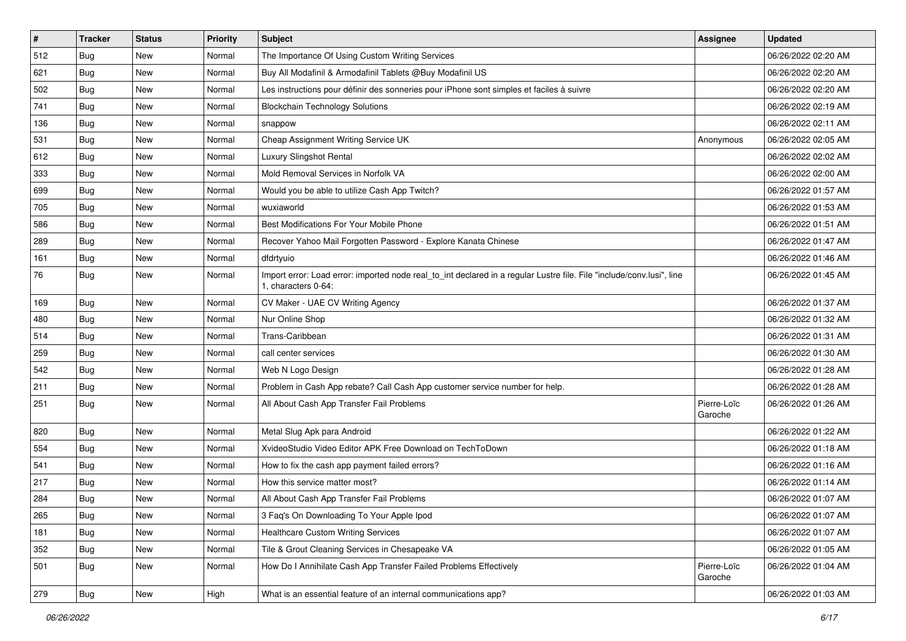| # | Tracker | Status | Priority | Subject | Assignee | Updated |
|---|---|---|---|---|---|---|
| 512 | Bug | New | Normal | The Importance Of Using Custom Writing Services | | 06/26/2022 02:20 AM |
| 621 | Bug | New | Normal | Buy All Modafinil & Armodafinil Tablets @Buy Modafinil US | | 06/26/2022 02:20 AM |
| 502 | Bug | New | Normal | Les instructions pour définir des sonneries pour iPhone sont simples et faciles à suivre | | 06/26/2022 02:20 AM |
| 741 | Bug | New | Normal | Blockchain Technology Solutions | | 06/26/2022 02:19 AM |
| 136 | Bug | New | Normal | snappow | | 06/26/2022 02:11 AM |
| 531 | Bug | New | Normal | Cheap Assignment Writing Service UK | Anonymous | 06/26/2022 02:05 AM |
| 612 | Bug | New | Normal | Luxury Slingshot Rental | | 06/26/2022 02:02 AM |
| 333 | Bug | New | Normal | Mold Removal Services in Norfolk VA | | 06/26/2022 02:00 AM |
| 699 | Bug | New | Normal | Would you be able to utilize Cash App Twitch? | | 06/26/2022 01:57 AM |
| 705 | Bug | New | Normal | wuxiaworld | | 06/26/2022 01:53 AM |
| 586 | Bug | New | Normal | Best Modifications For Your Mobile Phone | | 06/26/2022 01:51 AM |
| 289 | Bug | New | Normal | Recover Yahoo Mail Forgotten Password - Explore Kanata Chinese | | 06/26/2022 01:47 AM |
| 161 | Bug | New | Normal | dfdrtyuio | | 06/26/2022 01:46 AM |
| 76 | Bug | New | Normal | Import error: Load error: imported node real_to_int declared in a regular Lustre file. File "include/conv.lusi", line 1, characters 0-64: | | 06/26/2022 01:45 AM |
| 169 | Bug | New | Normal | CV Maker - UAE CV Writing Agency | | 06/26/2022 01:37 AM |
| 480 | Bug | New | Normal | Nur Online Shop | | 06/26/2022 01:32 AM |
| 514 | Bug | New | Normal | Trans-Caribbean | | 06/26/2022 01:31 AM |
| 259 | Bug | New | Normal | call center services | | 06/26/2022 01:30 AM |
| 542 | Bug | New | Normal | Web N Logo Design | | 06/26/2022 01:28 AM |
| 211 | Bug | New | Normal | Problem in Cash App rebate? Call Cash App customer service number for help. | | 06/26/2022 01:28 AM |
| 251 | Bug | New | Normal | All About Cash App Transfer Fail Problems | Pierre-Loïc Garoche | 06/26/2022 01:26 AM |
| 820 | Bug | New | Normal | Metal Slug Apk para Android | | 06/26/2022 01:22 AM |
| 554 | Bug | New | Normal | XvideoStudio Video Editor APK Free Download on TechToDown | | 06/26/2022 01:18 AM |
| 541 | Bug | New | Normal | How to fix the cash app payment failed errors? | | 06/26/2022 01:16 AM |
| 217 | Bug | New | Normal | How this service matter most? | | 06/26/2022 01:14 AM |
| 284 | Bug | New | Normal | All About Cash App Transfer Fail Problems | | 06/26/2022 01:07 AM |
| 265 | Bug | New | Normal | 3 Faq's On Downloading To Your Apple Ipod | | 06/26/2022 01:07 AM |
| 181 | Bug | New | Normal | Healthcare Custom Writing Services | | 06/26/2022 01:07 AM |
| 352 | Bug | New | Normal | Tile & Grout Cleaning Services in Chesapeake VA | | 06/26/2022 01:05 AM |
| 501 | Bug | New | Normal | How Do I Annihilate Cash App Transfer Failed Problems Effectively | Pierre-Loïc Garoche | 06/26/2022 01:04 AM |
| 279 | Bug | New | High | What is an essential feature of an internal communications app? | | 06/26/2022 01:03 AM |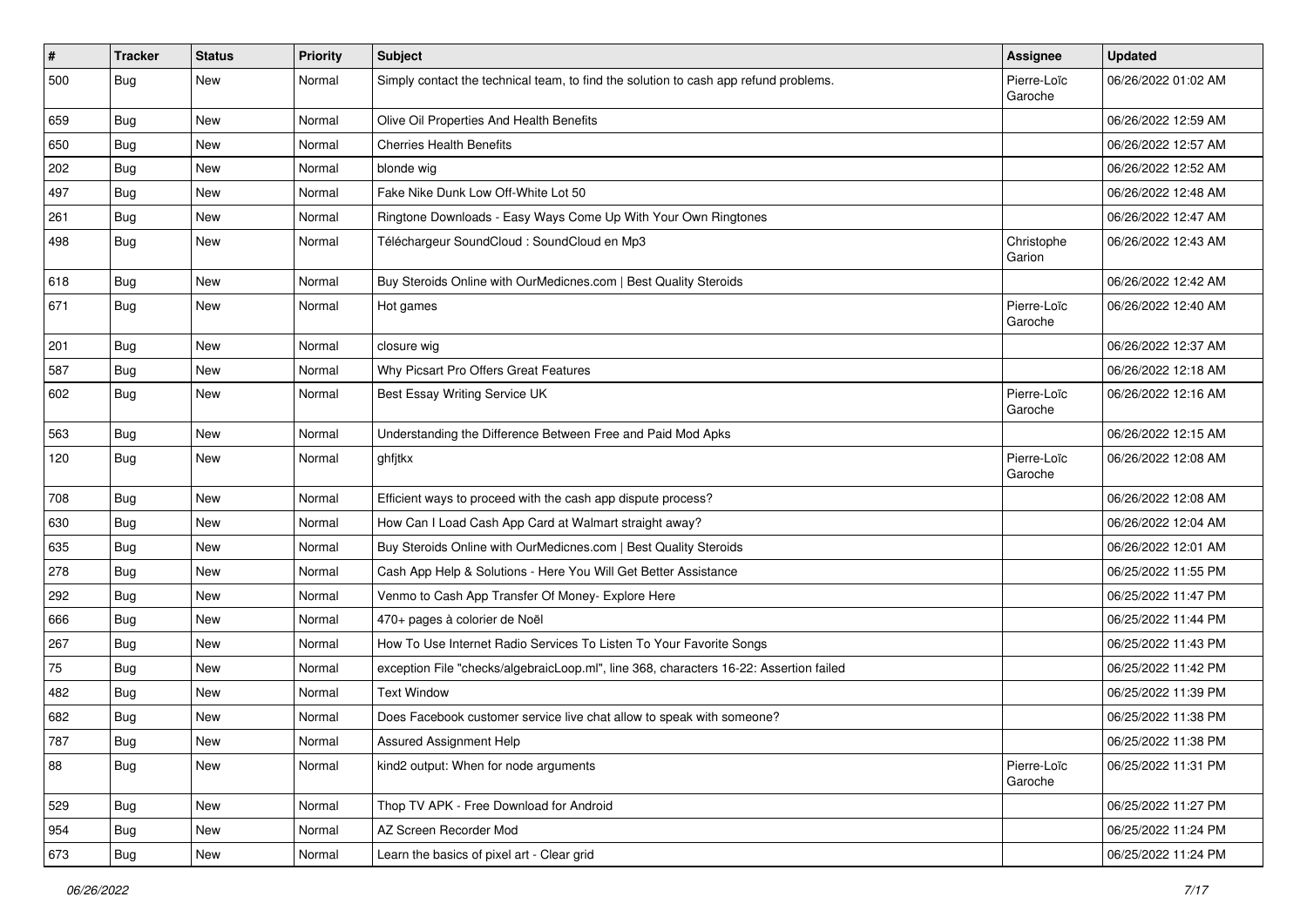| # | Tracker | Status | Priority | Subject | Assignee | Updated |
|---|---|---|---|---|---|---|
| 500 | Bug | New | Normal | Simply contact the technical team, to find the solution to cash app refund problems. | Pierre-Loïc Garoche | 06/26/2022 01:02 AM |
| 659 | Bug | New | Normal | Olive Oil Properties And Health Benefits | | 06/26/2022 12:59 AM |
| 650 | Bug | New | Normal | Cherries Health Benefits | | 06/26/2022 12:57 AM |
| 202 | Bug | New | Normal | blonde wig | | 06/26/2022 12:52 AM |
| 497 | Bug | New | Normal | Fake Nike Dunk Low Off-White Lot 50 | | 06/26/2022 12:48 AM |
| 261 | Bug | New | Normal | Ringtone Downloads - Easy Ways Come Up With Your Own Ringtones | | 06/26/2022 12:47 AM |
| 498 | Bug | New | Normal | Téléchargeur SoundCloud : SoundCloud en Mp3 | Christophe Garion | 06/26/2022 12:43 AM |
| 618 | Bug | New | Normal | Buy Steroids Online with OurMedicnes.com \| Best Quality Steroids | | 06/26/2022 12:42 AM |
| 671 | Bug | New | Normal | Hot games | Pierre-Loïc Garoche | 06/26/2022 12:40 AM |
| 201 | Bug | New | Normal | closure wig | | 06/26/2022 12:37 AM |
| 587 | Bug | New | Normal | Why Picsart Pro Offers Great Features | | 06/26/2022 12:18 AM |
| 602 | Bug | New | Normal | Best Essay Writing Service UK | Pierre-Loïc Garoche | 06/26/2022 12:16 AM |
| 563 | Bug | New | Normal | Understanding the Difference Between Free and Paid Mod Apks | | 06/26/2022 12:15 AM |
| 120 | Bug | New | Normal | ghfjtkx | Pierre-Loïc Garoche | 06/26/2022 12:08 AM |
| 708 | Bug | New | Normal | Efficient ways to proceed with the cash app dispute process? | | 06/26/2022 12:08 AM |
| 630 | Bug | New | Normal | How Can I Load Cash App Card at Walmart straight away? | | 06/26/2022 12:04 AM |
| 635 | Bug | New | Normal | Buy Steroids Online with OurMedicnes.com \| Best Quality Steroids | | 06/26/2022 12:01 AM |
| 278 | Bug | New | Normal | Cash App Help & Solutions - Here You Will Get Better Assistance | | 06/25/2022 11:55 PM |
| 292 | Bug | New | Normal | Venmo to Cash App Transfer Of Money- Explore Here | | 06/25/2022 11:47 PM |
| 666 | Bug | New | Normal | 470+ pages à colorier de Noël | | 06/25/2022 11:44 PM |
| 267 | Bug | New | Normal | How To Use Internet Radio Services To Listen To Your Favorite Songs | | 06/25/2022 11:43 PM |
| 75 | Bug | New | Normal | exception File "checks/algebraicLoop.ml", line 368, characters 16-22: Assertion failed | | 06/25/2022 11:42 PM |
| 482 | Bug | New | Normal | Text Window | | 06/25/2022 11:39 PM |
| 682 | Bug | New | Normal | Does Facebook customer service live chat allow to speak with someone? | | 06/25/2022 11:38 PM |
| 787 | Bug | New | Normal | Assured Assignment Help | | 06/25/2022 11:38 PM |
| 88 | Bug | New | Normal | kind2 output: When for node arguments | Pierre-Loïc Garoche | 06/25/2022 11:31 PM |
| 529 | Bug | New | Normal | Thop TV APK - Free Download for Android | | 06/25/2022 11:27 PM |
| 954 | Bug | New | Normal | AZ Screen Recorder Mod | | 06/25/2022 11:24 PM |
| 673 | Bug | New | Normal | Learn the basics of pixel art - Clear grid | | 06/25/2022 11:24 PM |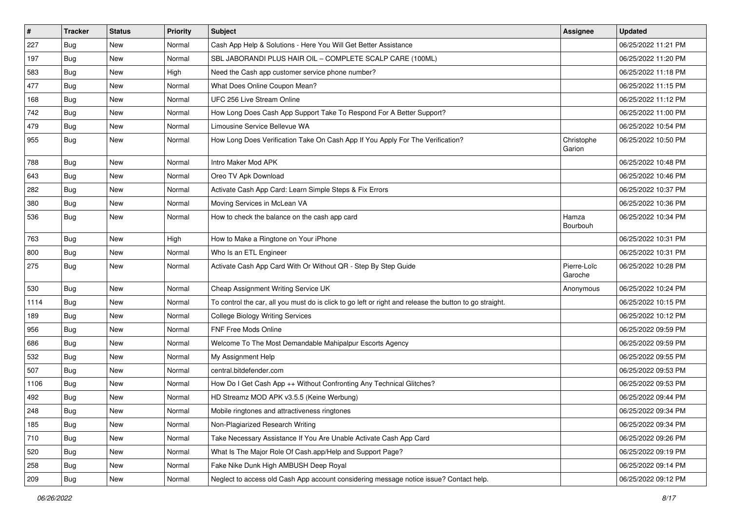| # | Tracker | Status | Priority | Subject | Assignee | Updated |
| --- | --- | --- | --- | --- | --- | --- |
| 227 | Bug | New | Normal | Cash App Help & Solutions - Here You Will Get Better Assistance | | 06/25/2022 11:21 PM |
| 197 | Bug | New | Normal | SBL JABORANDI PLUS HAIR OIL – COMPLETE SCALP CARE (100ML) | | 06/25/2022 11:20 PM |
| 583 | Bug | New | High | Need the Cash app customer service phone number? | | 06/25/2022 11:18 PM |
| 477 | Bug | New | Normal | What Does Online Coupon Mean? | | 06/25/2022 11:15 PM |
| 168 | Bug | New | Normal | UFC 256 Live Stream Online | | 06/25/2022 11:12 PM |
| 742 | Bug | New | Normal | How Long Does Cash App Support Take To Respond For A Better Support? | | 06/25/2022 11:00 PM |
| 479 | Bug | New | Normal | Limousine Service Bellevue WA | | 06/25/2022 10:54 PM |
| 955 | Bug | New | Normal | How Long Does Verification Take On Cash App If You Apply For The Verification? | Christophe Garion | 06/25/2022 10:50 PM |
| 788 | Bug | New | Normal | Intro Maker Mod APK | | 06/25/2022 10:48 PM |
| 643 | Bug | New | Normal | Oreo TV Apk Download | | 06/25/2022 10:46 PM |
| 282 | Bug | New | Normal | Activate Cash App Card: Learn Simple Steps & Fix Errors | | 06/25/2022 10:37 PM |
| 380 | Bug | New | Normal | Moving Services in McLean VA | | 06/25/2022 10:36 PM |
| 536 | Bug | New | Normal | How to check the balance on the cash app card | Hamza Bourbouh | 06/25/2022 10:34 PM |
| 763 | Bug | New | High | How to Make a Ringtone on Your iPhone | | 06/25/2022 10:31 PM |
| 800 | Bug | New | Normal | Who Is an ETL Engineer | | 06/25/2022 10:31 PM |
| 275 | Bug | New | Normal | Activate Cash App Card With Or Without QR - Step By Step Guide | Pierre-Loïc Garoche | 06/25/2022 10:28 PM |
| 530 | Bug | New | Normal | Cheap Assignment Writing Service UK | Anonymous | 06/25/2022 10:24 PM |
| 1114 | Bug | New | Normal | To control the car, all you must do is click to go left or right and release the button to go straight. | | 06/25/2022 10:15 PM |
| 189 | Bug | New | Normal | College Biology Writing Services | | 06/25/2022 10:12 PM |
| 956 | Bug | New | Normal | FNF Free Mods Online | | 06/25/2022 09:59 PM |
| 686 | Bug | New | Normal | Welcome To The Most Demandable Mahipalpur Escorts Agency | | 06/25/2022 09:59 PM |
| 532 | Bug | New | Normal | My Assignment Help | | 06/25/2022 09:55 PM |
| 507 | Bug | New | Normal | central.bitdefender.com | | 06/25/2022 09:53 PM |
| 1106 | Bug | New | Normal | How Do I Get Cash App ++ Without Confronting Any Technical Glitches? | | 06/25/2022 09:53 PM |
| 492 | Bug | New | Normal | HD Streamz MOD APK v3.5.5 (Keine Werbung) | | 06/25/2022 09:44 PM |
| 248 | Bug | New | Normal | Mobile ringtones and attractiveness ringtones | | 06/25/2022 09:34 PM |
| 185 | Bug | New | Normal | Non-Plagiarized Research Writing | | 06/25/2022 09:34 PM |
| 710 | Bug | New | Normal | Take Necessary Assistance If You Are Unable Activate Cash App Card | | 06/25/2022 09:26 PM |
| 520 | Bug | New | Normal | What Is The Major Role Of Cash.app/Help and Support Page? | | 06/25/2022 09:19 PM |
| 258 | Bug | New | Normal | Fake Nike Dunk High AMBUSH Deep Royal | | 06/25/2022 09:14 PM |
| 209 | Bug | New | Normal | Neglect to access old Cash App account considering message notice issue? Contact help. | | 06/25/2022 09:12 PM |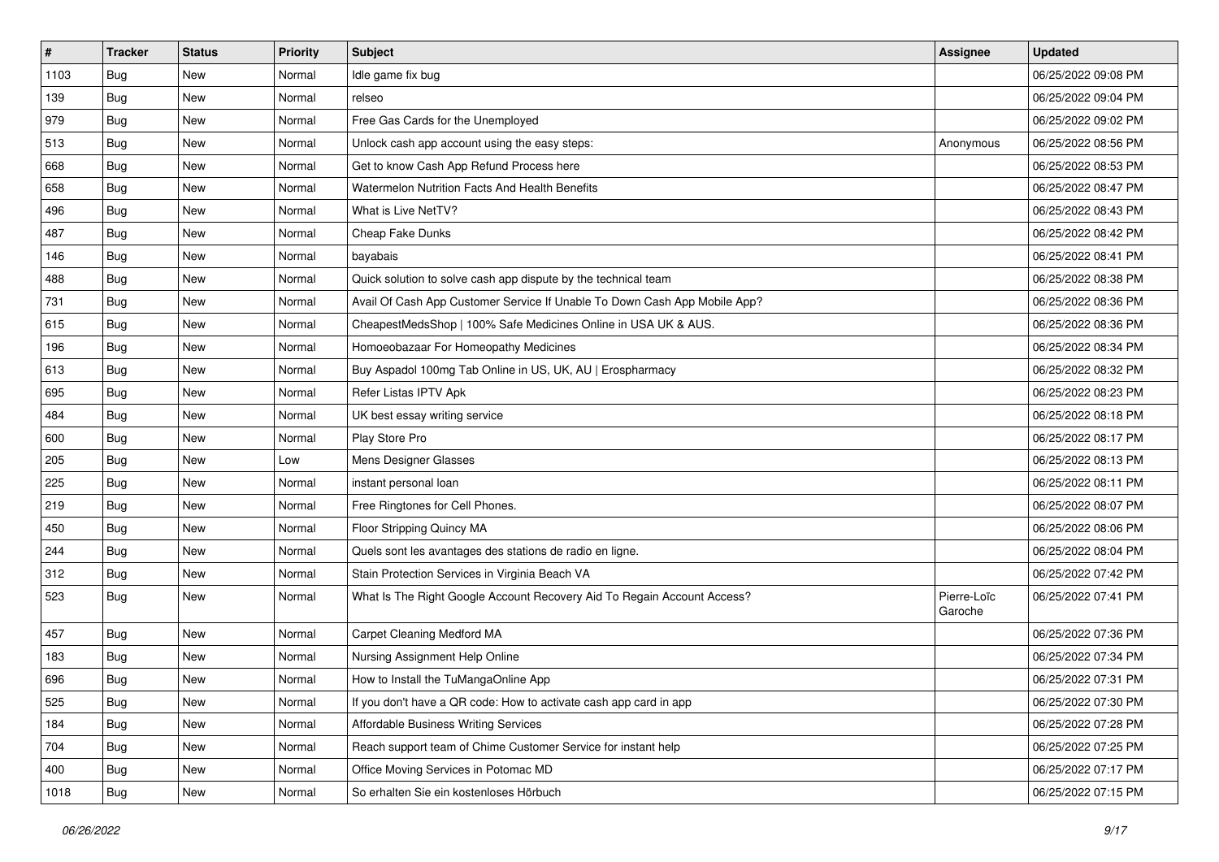| # | Tracker | Status | Priority | Subject | Assignee | Updated |
|---|---|---|---|---|---|---|
| 1103 | Bug | New | Normal | Idle game fix bug | | 06/25/2022 09:08 PM |
| 139 | Bug | New | Normal | relseo | | 06/25/2022 09:04 PM |
| 979 | Bug | New | Normal | Free Gas Cards for the Unemployed | | 06/25/2022 09:02 PM |
| 513 | Bug | New | Normal | Unlock cash app account using the easy steps: | Anonymous | 06/25/2022 08:56 PM |
| 668 | Bug | New | Normal | Get to know Cash App Refund Process here | | 06/25/2022 08:53 PM |
| 658 | Bug | New | Normal | Watermelon Nutrition Facts And Health Benefits | | 06/25/2022 08:47 PM |
| 496 | Bug | New | Normal | What is Live NetTV? | | 06/25/2022 08:43 PM |
| 487 | Bug | New | Normal | Cheap Fake Dunks | | 06/25/2022 08:42 PM |
| 146 | Bug | New | Normal | bayabais | | 06/25/2022 08:41 PM |
| 488 | Bug | New | Normal | Quick solution to solve cash app dispute by the technical team | | 06/25/2022 08:38 PM |
| 731 | Bug | New | Normal | Avail Of Cash App Customer Service If Unable To Down Cash App Mobile App? | | 06/25/2022 08:36 PM |
| 615 | Bug | New | Normal | CheapestMedsShop \| 100% Safe Medicines Online in USA UK & AUS. | | 06/25/2022 08:36 PM |
| 196 | Bug | New | Normal | Homoeobazaar For Homeopathy Medicines | | 06/25/2022 08:34 PM |
| 613 | Bug | New | Normal | Buy Aspadol 100mg Tab Online in US, UK, AU \| Erospharmacy | | 06/25/2022 08:32 PM |
| 695 | Bug | New | Normal | Refer Listas IPTV Apk | | 06/25/2022 08:23 PM |
| 484 | Bug | New | Normal | UK best essay writing service | | 06/25/2022 08:18 PM |
| 600 | Bug | New | Normal | Play Store Pro | | 06/25/2022 08:17 PM |
| 205 | Bug | New | Low | Mens Designer Glasses | | 06/25/2022 08:13 PM |
| 225 | Bug | New | Normal | instant personal loan | | 06/25/2022 08:11 PM |
| 219 | Bug | New | Normal | Free Ringtones for Cell Phones. | | 06/25/2022 08:07 PM |
| 450 | Bug | New | Normal | Floor Stripping Quincy MA | | 06/25/2022 08:06 PM |
| 244 | Bug | New | Normal | Quels sont les avantages des stations de radio en ligne. | | 06/25/2022 08:04 PM |
| 312 | Bug | New | Normal | Stain Protection Services in Virginia Beach VA | | 06/25/2022 07:42 PM |
| 523 | Bug | New | Normal | What Is The Right Google Account Recovery Aid To Regain Account Access? | Pierre-Loïc Garoche | 06/25/2022 07:41 PM |
| 457 | Bug | New | Normal | Carpet Cleaning Medford MA | | 06/25/2022 07:36 PM |
| 183 | Bug | New | Normal | Nursing Assignment Help Online | | 06/25/2022 07:34 PM |
| 696 | Bug | New | Normal | How to Install the TuMangaOnline App | | 06/25/2022 07:31 PM |
| 525 | Bug | New | Normal | If you don't have a QR code: How to activate cash app card in app | | 06/25/2022 07:30 PM |
| 184 | Bug | New | Normal | Affordable Business Writing Services | | 06/25/2022 07:28 PM |
| 704 | Bug | New | Normal | Reach support team of Chime Customer Service for instant help | | 06/25/2022 07:25 PM |
| 400 | Bug | New | Normal | Office Moving Services in Potomac MD | | 06/25/2022 07:17 PM |
| 1018 | Bug | New | Normal | So erhalten Sie ein kostenloses Hörbuch | | 06/25/2022 07:15 PM |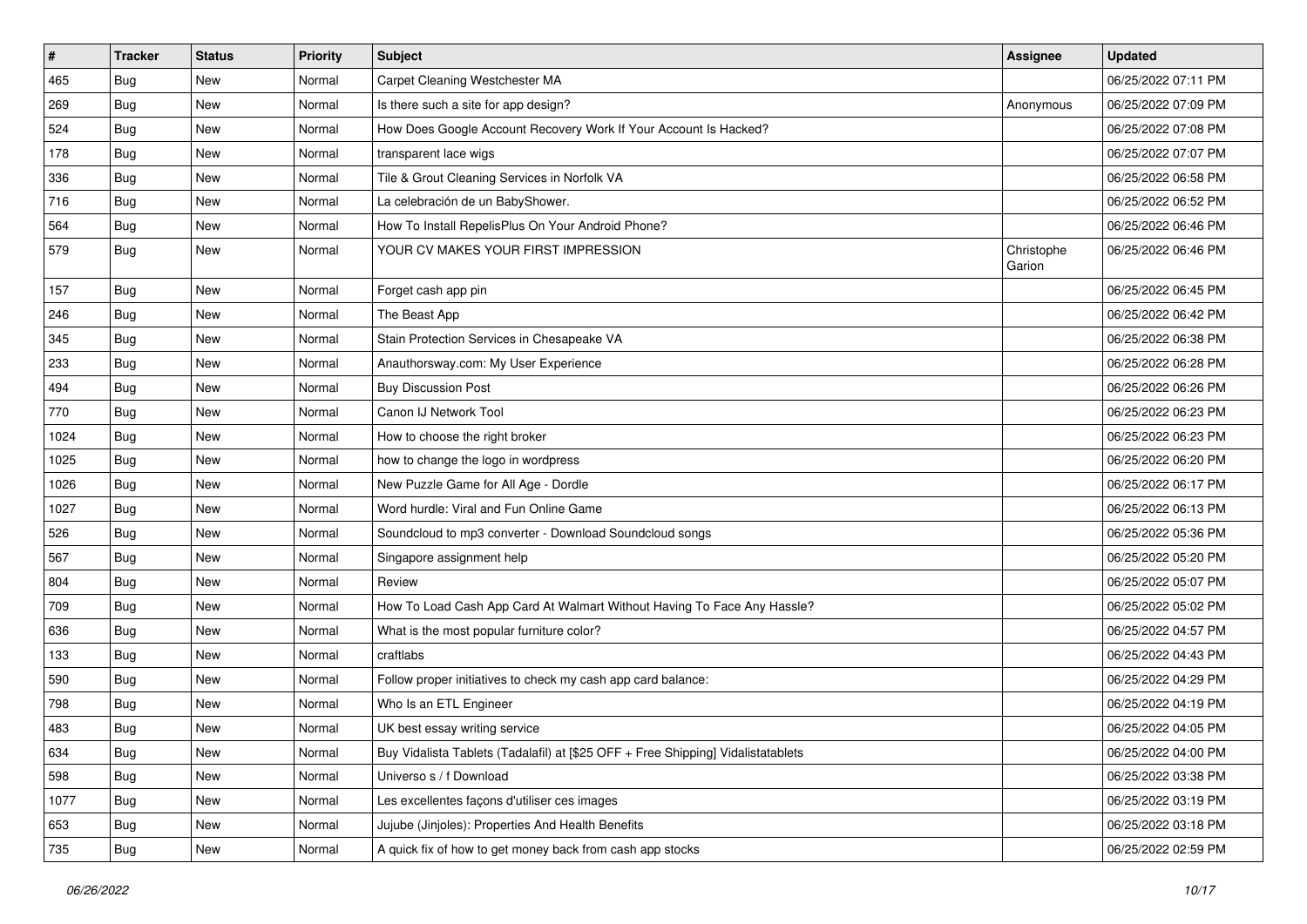| # | Tracker | Status | Priority | Subject | Assignee | Updated |
|---|---|---|---|---|---|---|
| 465 | Bug | New | Normal | Carpet Cleaning Westchester MA | | 06/25/2022 07:11 PM |
| 269 | Bug | New | Normal | Is there such a site for app design? | Anonymous | 06/25/2022 07:09 PM |
| 524 | Bug | New | Normal | How Does Google Account Recovery Work If Your Account Is Hacked? | | 06/25/2022 07:08 PM |
| 178 | Bug | New | Normal | transparent lace wigs | | 06/25/2022 07:07 PM |
| 336 | Bug | New | Normal | Tile & Grout Cleaning Services in Norfolk VA | | 06/25/2022 06:58 PM |
| 716 | Bug | New | Normal | La celebración de un BabyShower. | | 06/25/2022 06:52 PM |
| 564 | Bug | New | Normal | How To Install RepelisPlus On Your Android Phone? | | 06/25/2022 06:46 PM |
| 579 | Bug | New | Normal | YOUR CV MAKES YOUR FIRST IMPRESSION | Christophe Garion | 06/25/2022 06:46 PM |
| 157 | Bug | New | Normal | Forget cash app pin | | 06/25/2022 06:45 PM |
| 246 | Bug | New | Normal | The Beast App | | 06/25/2022 06:42 PM |
| 345 | Bug | New | Normal | Stain Protection Services in Chesapeake VA | | 06/25/2022 06:38 PM |
| 233 | Bug | New | Normal | Anauthorsway.com: My User Experience | | 06/25/2022 06:28 PM |
| 494 | Bug | New | Normal | Buy Discussion Post | | 06/25/2022 06:26 PM |
| 770 | Bug | New | Normal | Canon IJ Network Tool | | 06/25/2022 06:23 PM |
| 1024 | Bug | New | Normal | How to choose the right broker | | 06/25/2022 06:23 PM |
| 1025 | Bug | New | Normal | how to change the logo in wordpress | | 06/25/2022 06:20 PM |
| 1026 | Bug | New | Normal | New Puzzle Game for All Age - Dordle | | 06/25/2022 06:17 PM |
| 1027 | Bug | New | Normal | Word hurdle: Viral and Fun Online Game | | 06/25/2022 06:13 PM |
| 526 | Bug | New | Normal | Soundcloud to mp3 converter - Download Soundcloud songs | | 06/25/2022 05:36 PM |
| 567 | Bug | New | Normal | Singapore assignment help | | 06/25/2022 05:20 PM |
| 804 | Bug | New | Normal | Review | | 06/25/2022 05:07 PM |
| 709 | Bug | New | Normal | How To Load Cash App Card At Walmart Without Having To Face Any Hassle? | | 06/25/2022 05:02 PM |
| 636 | Bug | New | Normal | What is the most popular furniture color? | | 06/25/2022 04:57 PM |
| 133 | Bug | New | Normal | craftlabs | | 06/25/2022 04:43 PM |
| 590 | Bug | New | Normal | Follow proper initiatives to check my cash app card balance: | | 06/25/2022 04:29 PM |
| 798 | Bug | New | Normal | Who Is an ETL Engineer | | 06/25/2022 04:19 PM |
| 483 | Bug | New | Normal | UK best essay writing service | | 06/25/2022 04:05 PM |
| 634 | Bug | New | Normal | Buy Vidalista Tablets (Tadalafil) at [$25 OFF + Free Shipping] Vidalistatablets | | 06/25/2022 04:00 PM |
| 598 | Bug | New | Normal | Universo s / f Download | | 06/25/2022 03:38 PM |
| 1077 | Bug | New | Normal | Les excellentes façons d'utiliser ces images | | 06/25/2022 03:19 PM |
| 653 | Bug | New | Normal | Jujube (Jinjoles): Properties And Health Benefits | | 06/25/2022 03:18 PM |
| 735 | Bug | New | Normal | A quick fix of how to get money back from cash app stocks | | 06/25/2022 02:59 PM |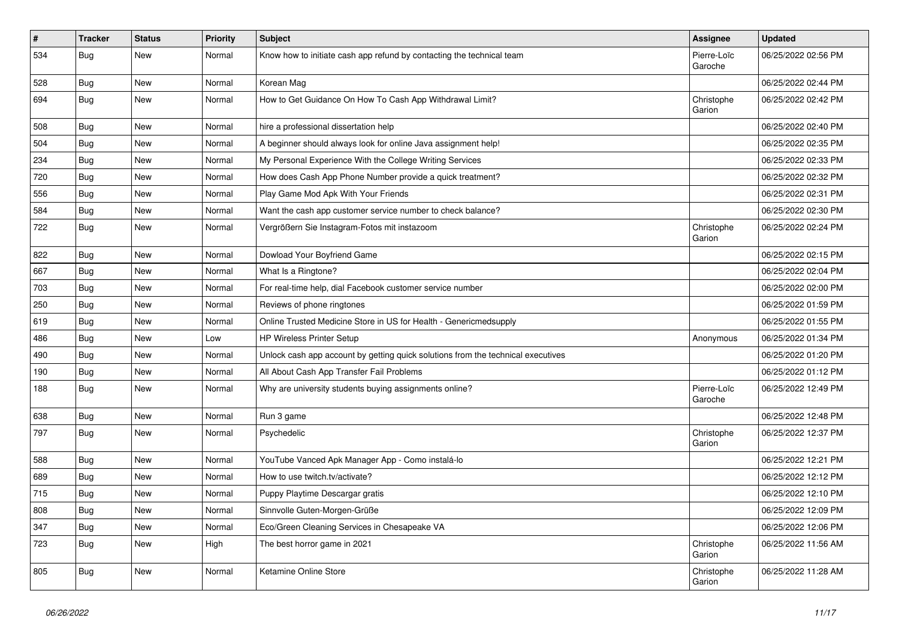| # | Tracker | Status | Priority | Subject | Assignee | Updated |
|---|---|---|---|---|---|---|
| 534 | Bug | New | Normal | Know how to initiate cash app refund by contacting the technical team | Pierre-Loïc Garoche | 06/25/2022 02:56 PM |
| 528 | Bug | New | Normal | Korean Mag | | 06/25/2022 02:44 PM |
| 694 | Bug | New | Normal | How to Get Guidance On How To Cash App Withdrawal Limit? | Christophe Garion | 06/25/2022 02:42 PM |
| 508 | Bug | New | Normal | hire a professional dissertation help | | 06/25/2022 02:40 PM |
| 504 | Bug | New | Normal | A beginner should always look for online Java assignment help! | | 06/25/2022 02:35 PM |
| 234 | Bug | New | Normal | My Personal Experience With the College Writing Services | | 06/25/2022 02:33 PM |
| 720 | Bug | New | Normal | How does Cash App Phone Number provide a quick treatment? | | 06/25/2022 02:32 PM |
| 556 | Bug | New | Normal | Play Game Mod Apk With Your Friends | | 06/25/2022 02:31 PM |
| 584 | Bug | New | Normal | Want the cash app customer service number to check balance? | | 06/25/2022 02:30 PM |
| 722 | Bug | New | Normal | Vergrößern Sie Instagram-Fotos mit instazoom | Christophe Garion | 06/25/2022 02:24 PM |
| 822 | Bug | New | Normal | Dowload Your Boyfriend Game | | 06/25/2022 02:15 PM |
| 667 | Bug | New | Normal | What Is a Ringtone? | | 06/25/2022 02:04 PM |
| 703 | Bug | New | Normal | For real-time help, dial Facebook customer service number | | 06/25/2022 02:00 PM |
| 250 | Bug | New | Normal | Reviews of phone ringtones | | 06/25/2022 01:59 PM |
| 619 | Bug | New | Normal | Online Trusted Medicine Store in US for Health - Genericmedsupply | | 06/25/2022 01:55 PM |
| 486 | Bug | New | Low | HP Wireless Printer Setup | Anonymous | 06/25/2022 01:34 PM |
| 490 | Bug | New | Normal | Unlock cash app account by getting quick solutions from the technical executives | | 06/25/2022 01:20 PM |
| 190 | Bug | New | Normal | All About Cash App Transfer Fail Problems | | 06/25/2022 01:12 PM |
| 188 | Bug | New | Normal | Why are university students buying assignments online? | Pierre-Loïc Garoche | 06/25/2022 12:49 PM |
| 638 | Bug | New | Normal | Run 3 game | | 06/25/2022 12:48 PM |
| 797 | Bug | New | Normal | Psychedelic | Christophe Garion | 06/25/2022 12:37 PM |
| 588 | Bug | New | Normal | YouTube Vanced Apk Manager App - Como instalá-lo | | 06/25/2022 12:21 PM |
| 689 | Bug | New | Normal | How to use twitch.tv/activate? | | 06/25/2022 12:12 PM |
| 715 | Bug | New | Normal | Puppy Playtime Descargar gratis | | 06/25/2022 12:10 PM |
| 808 | Bug | New | Normal | Sinnvolle Guten-Morgen-Grüße | | 06/25/2022 12:09 PM |
| 347 | Bug | New | Normal | Eco/Green Cleaning Services in Chesapeake VA | | 06/25/2022 12:06 PM |
| 723 | Bug | New | High | The best horror game in 2021 | Christophe Garion | 06/25/2022 11:56 AM |
| 805 | Bug | New | Normal | Ketamine Online Store | Christophe Garion | 06/25/2022 11:28 AM |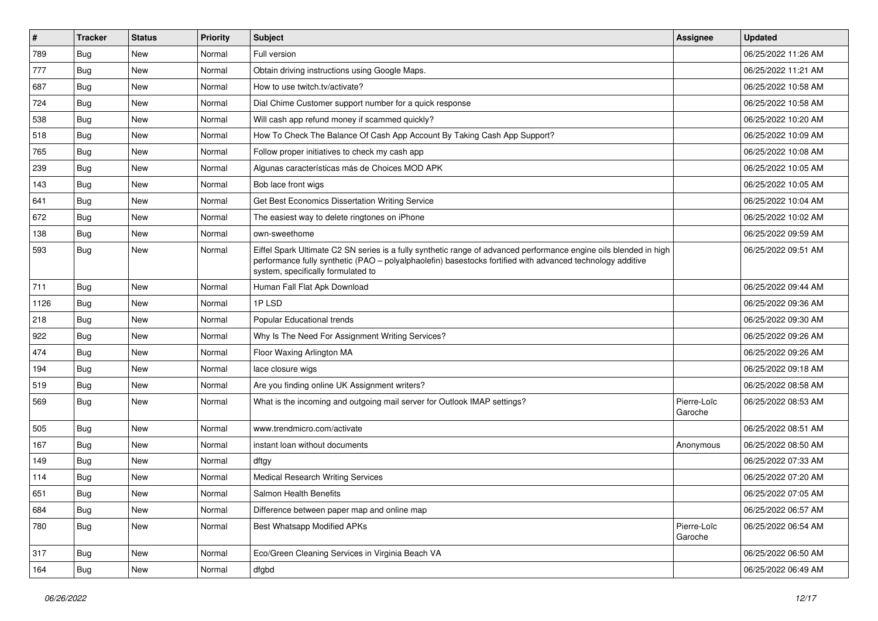| # | Tracker | Status | Priority | Subject | Assignee | Updated |
|---|---|---|---|---|---|---|
| 789 | Bug | New | Normal | Full version | | 06/25/2022 11:26 AM |
| 777 | Bug | New | Normal | Obtain driving instructions using Google Maps. | | 06/25/2022 11:21 AM |
| 687 | Bug | New | Normal | How to use twitch.tv/activate? | | 06/25/2022 10:58 AM |
| 724 | Bug | New | Normal | Dial Chime Customer support number for a quick response | | 06/25/2022 10:58 AM |
| 538 | Bug | New | Normal | Will cash app refund money if scammed quickly? | | 06/25/2022 10:20 AM |
| 518 | Bug | New | Normal | How To Check The Balance Of Cash App Account By Taking Cash App Support? | | 06/25/2022 10:09 AM |
| 765 | Bug | New | Normal | Follow proper initiatives to check my cash app | | 06/25/2022 10:08 AM |
| 239 | Bug | New | Normal | Algunas características más de Choices MOD APK | | 06/25/2022 10:05 AM |
| 143 | Bug | New | Normal | Bob lace front wigs | | 06/25/2022 10:05 AM |
| 641 | Bug | New | Normal | Get Best Economics Dissertation Writing Service | | 06/25/2022 10:04 AM |
| 672 | Bug | New | Normal | The easiest way to delete ringtones on iPhone | | 06/25/2022 10:02 AM |
| 138 | Bug | New | Normal | own-sweethome | | 06/25/2022 09:59 AM |
| 593 | Bug | New | Normal | Eiffel Spark Ultimate C2 SN series is a fully synthetic range of advanced performance engine oils blended in high performance fully synthetic (PAO – polyalphaolefin) basestocks fortified with advanced technology additive system, specifically formulated to | | 06/25/2022 09:51 AM |
| 711 | Bug | New | Normal | Human Fall Flat Apk Download | | 06/25/2022 09:44 AM |
| 1126 | Bug | New | Normal | 1P LSD | | 06/25/2022 09:36 AM |
| 218 | Bug | New | Normal | Popular Educational trends | | 06/25/2022 09:30 AM |
| 922 | Bug | New | Normal | Why Is The Need For Assignment Writing Services? | | 06/25/2022 09:26 AM |
| 474 | Bug | New | Normal | Floor Waxing Arlington MA | | 06/25/2022 09:26 AM |
| 194 | Bug | New | Normal | lace closure wigs | | 06/25/2022 09:18 AM |
| 519 | Bug | New | Normal | Are you finding online UK Assignment writers? | | 06/25/2022 08:58 AM |
| 569 | Bug | New | Normal | What is the incoming and outgoing mail server for Outlook IMAP settings? | Pierre-Loïc Garoche | 06/25/2022 08:53 AM |
| 505 | Bug | New | Normal | www.trendmicro.com/activate | | 06/25/2022 08:51 AM |
| 167 | Bug | New | Normal | instant loan without documents | Anonymous | 06/25/2022 08:50 AM |
| 149 | Bug | New | Normal | dftgy | | 06/25/2022 07:33 AM |
| 114 | Bug | New | Normal | Medical Research Writing Services | | 06/25/2022 07:20 AM |
| 651 | Bug | New | Normal | Salmon Health Benefits | | 06/25/2022 07:05 AM |
| 684 | Bug | New | Normal | Difference between paper map and online map | | 06/25/2022 06:57 AM |
| 780 | Bug | New | Normal | Best Whatsapp Modified APKs | Pierre-Loïc Garoche | 06/25/2022 06:54 AM |
| 317 | Bug | New | Normal | Eco/Green Cleaning Services in Virginia Beach VA | | 06/25/2022 06:50 AM |
| 164 | Bug | New | Normal | dfgbd | | 06/25/2022 06:49 AM |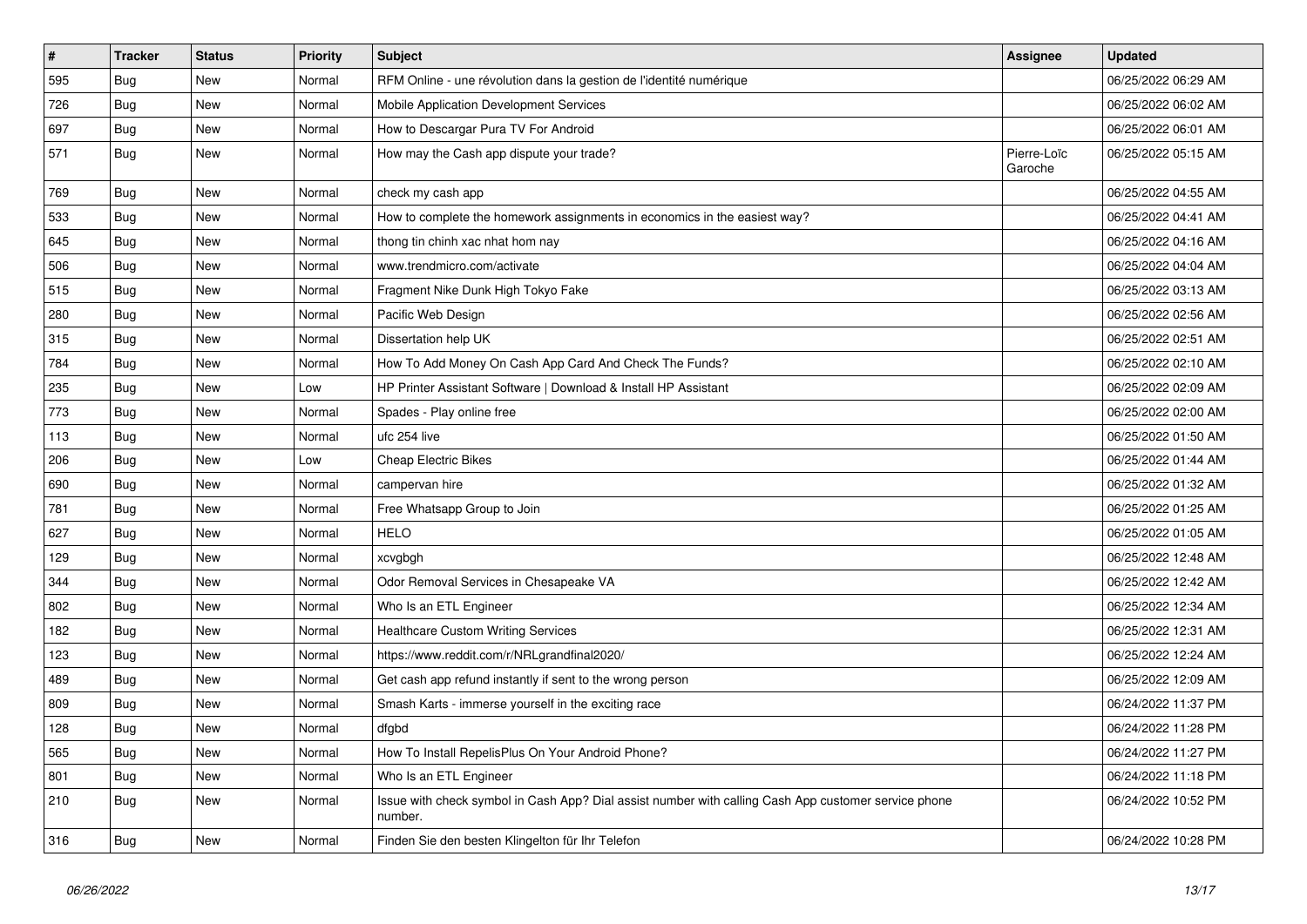| # | Tracker | Status | Priority | Subject | Assignee | Updated |
|---|---|---|---|---|---|---|
| 595 | Bug | New | Normal | RFM Online - une révolution dans la gestion de l'identité numérique | | 06/25/2022 06:29 AM |
| 726 | Bug | New | Normal | Mobile Application Development Services | | 06/25/2022 06:02 AM |
| 697 | Bug | New | Normal | How to Descargar Pura TV For Android | | 06/25/2022 06:01 AM |
| 571 | Bug | New | Normal | How may the Cash app dispute your trade? | Pierre-Loïc Garoche | 06/25/2022 05:15 AM |
| 769 | Bug | New | Normal | check my cash app | | 06/25/2022 04:55 AM |
| 533 | Bug | New | Normal | How to complete the homework assignments in economics in the easiest way? | | 06/25/2022 04:41 AM |
| 645 | Bug | New | Normal | thong tin chinh xac nhat hom nay | | 06/25/2022 04:16 AM |
| 506 | Bug | New | Normal | www.trendmicro.com/activate | | 06/25/2022 04:04 AM |
| 515 | Bug | New | Normal | Fragment Nike Dunk High Tokyo Fake | | 06/25/2022 03:13 AM |
| 280 | Bug | New | Normal | Pacific Web Design | | 06/25/2022 02:56 AM |
| 315 | Bug | New | Normal | Dissertation help UK | | 06/25/2022 02:51 AM |
| 784 | Bug | New | Normal | How To Add Money On Cash App Card And Check The Funds? | | 06/25/2022 02:10 AM |
| 235 | Bug | New | Low | HP Printer Assistant Software \| Download & Install HP Assistant | | 06/25/2022 02:09 AM |
| 773 | Bug | New | Normal | Spades - Play online free | | 06/25/2022 02:00 AM |
| 113 | Bug | New | Normal | ufc 254 live | | 06/25/2022 01:50 AM |
| 206 | Bug | New | Low | Cheap Electric Bikes | | 06/25/2022 01:44 AM |
| 690 | Bug | New | Normal | campervan hire | | 06/25/2022 01:32 AM |
| 781 | Bug | New | Normal | Free Whatsapp Group to Join | | 06/25/2022 01:25 AM |
| 627 | Bug | New | Normal | HELO | | 06/25/2022 01:05 AM |
| 129 | Bug | New | Normal | xcvgbgh | | 06/25/2022 12:48 AM |
| 344 | Bug | New | Normal | Odor Removal Services in Chesapeake VA | | 06/25/2022 12:42 AM |
| 802 | Bug | New | Normal | Who Is an ETL Engineer | | 06/25/2022 12:34 AM |
| 182 | Bug | New | Normal | Healthcare Custom Writing Services | | 06/25/2022 12:31 AM |
| 123 | Bug | New | Normal | https://www.reddit.com/r/NRLgrandfinal2020/ | | 06/25/2022 12:24 AM |
| 489 | Bug | New | Normal | Get cash app refund instantly if sent to the wrong person | | 06/25/2022 12:09 AM |
| 809 | Bug | New | Normal | Smash Karts - immerse yourself in the exciting race | | 06/24/2022 11:37 PM |
| 128 | Bug | New | Normal | dfgbd | | 06/24/2022 11:28 PM |
| 565 | Bug | New | Normal | How To Install RepelisPlus On Your Android Phone? | | 06/24/2022 11:27 PM |
| 801 | Bug | New | Normal | Who Is an ETL Engineer | | 06/24/2022 11:18 PM |
| 210 | Bug | New | Normal | Issue with check symbol in Cash App? Dial assist number with calling Cash App customer service phone number. | | 06/24/2022 10:52 PM |
| 316 | Bug | New | Normal | Finden Sie den besten Klingelton für Ihr Telefon | | 06/24/2022 10:28 PM |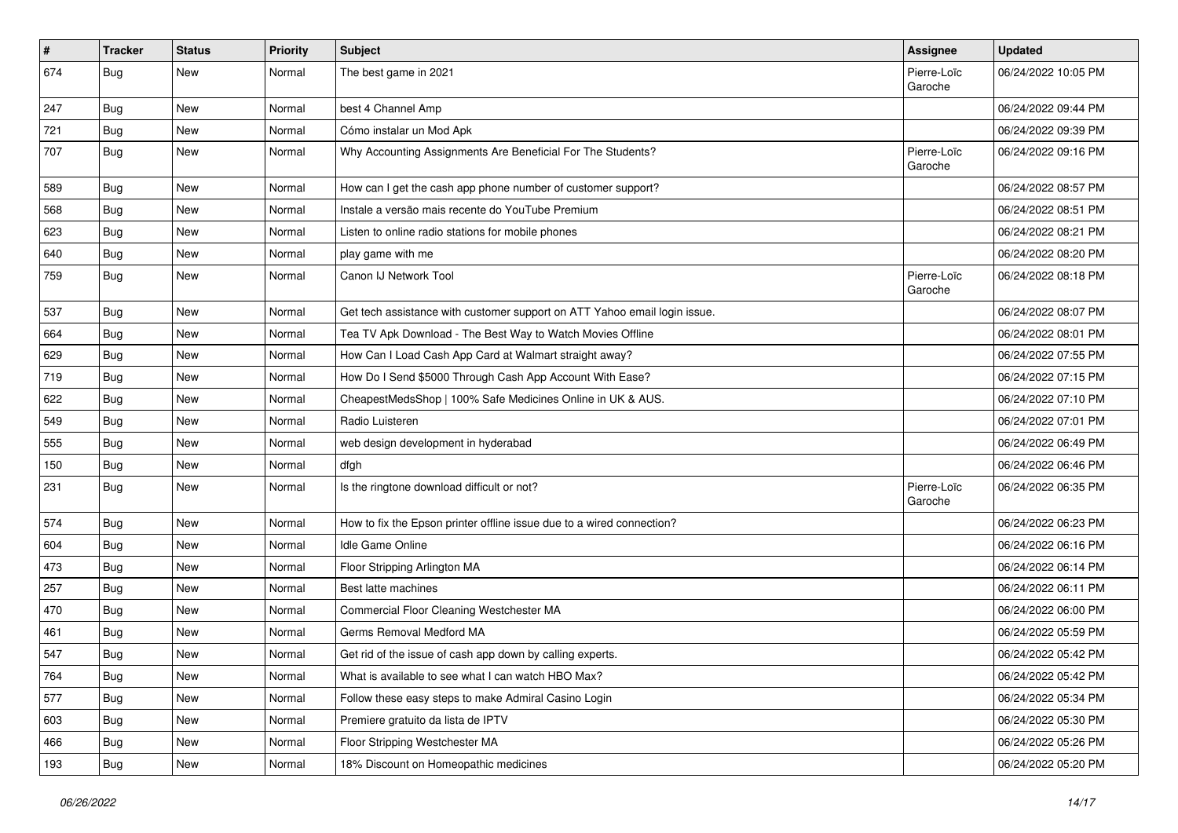| # | Tracker | Status | Priority | Subject | Assignee | Updated |
|---|---|---|---|---|---|---|
| 674 | Bug | New | Normal | The best game in 2021 | Pierre-Loïc Garoche | 06/24/2022 10:05 PM |
| 247 | Bug | New | Normal | best 4 Channel Amp | | 06/24/2022 09:44 PM |
| 721 | Bug | New | Normal | Cómo instalar un Mod Apk | | 06/24/2022 09:39 PM |
| 707 | Bug | New | Normal | Why Accounting Assignments Are Beneficial For The Students? | Pierre-Loïc Garoche | 06/24/2022 09:16 PM |
| 589 | Bug | New | Normal | How can I get the cash app phone number of customer support? | | 06/24/2022 08:57 PM |
| 568 | Bug | New | Normal | Instale a versão mais recente do YouTube Premium | | 06/24/2022 08:51 PM |
| 623 | Bug | New | Normal | Listen to online radio stations for mobile phones | | 06/24/2022 08:21 PM |
| 640 | Bug | New | Normal | play game with me | | 06/24/2022 08:20 PM |
| 759 | Bug | New | Normal | Canon IJ Network Tool | Pierre-Loïc Garoche | 06/24/2022 08:18 PM |
| 537 | Bug | New | Normal | Get tech assistance with customer support on ATT Yahoo email login issue. | | 06/24/2022 08:07 PM |
| 664 | Bug | New | Normal | Tea TV Apk Download - The Best Way to Watch Movies Offline | | 06/24/2022 08:01 PM |
| 629 | Bug | New | Normal | How Can I Load Cash App Card at Walmart straight away? | | 06/24/2022 07:55 PM |
| 719 | Bug | New | Normal | How Do I Send $5000 Through Cash App Account With Ease? | | 06/24/2022 07:15 PM |
| 622 | Bug | New | Normal | CheapestMedsShop \| 100% Safe Medicines Online in UK & AUS. | | 06/24/2022 07:10 PM |
| 549 | Bug | New | Normal | Radio Luisteren | | 06/24/2022 07:01 PM |
| 555 | Bug | New | Normal | web design development in hyderabad | | 06/24/2022 06:49 PM |
| 150 | Bug | New | Normal | dfgh | | 06/24/2022 06:46 PM |
| 231 | Bug | New | Normal | Is the ringtone download difficult or not? | Pierre-Loïc Garoche | 06/24/2022 06:35 PM |
| 574 | Bug | New | Normal | How to fix the Epson printer offline issue due to a wired connection? | | 06/24/2022 06:23 PM |
| 604 | Bug | New | Normal | Idle Game Online | | 06/24/2022 06:16 PM |
| 473 | Bug | New | Normal | Floor Stripping Arlington MA | | 06/24/2022 06:14 PM |
| 257 | Bug | New | Normal | Best latte machines | | 06/24/2022 06:11 PM |
| 470 | Bug | New | Normal | Commercial Floor Cleaning Westchester MA | | 06/24/2022 06:00 PM |
| 461 | Bug | New | Normal | Germs Removal Medford MA | | 06/24/2022 05:59 PM |
| 547 | Bug | New | Normal | Get rid of the issue of cash app down by calling experts. | | 06/24/2022 05:42 PM |
| 764 | Bug | New | Normal | What is available to see what I can watch HBO Max? | | 06/24/2022 05:42 PM |
| 577 | Bug | New | Normal | Follow these easy steps to make Admiral Casino Login | | 06/24/2022 05:34 PM |
| 603 | Bug | New | Normal | Premiere gratuito da lista de IPTV | | 06/24/2022 05:30 PM |
| 466 | Bug | New | Normal | Floor Stripping Westchester MA | | 06/24/2022 05:26 PM |
| 193 | Bug | New | Normal | 18% Discount on Homeopathic medicines | | 06/24/2022 05:20 PM |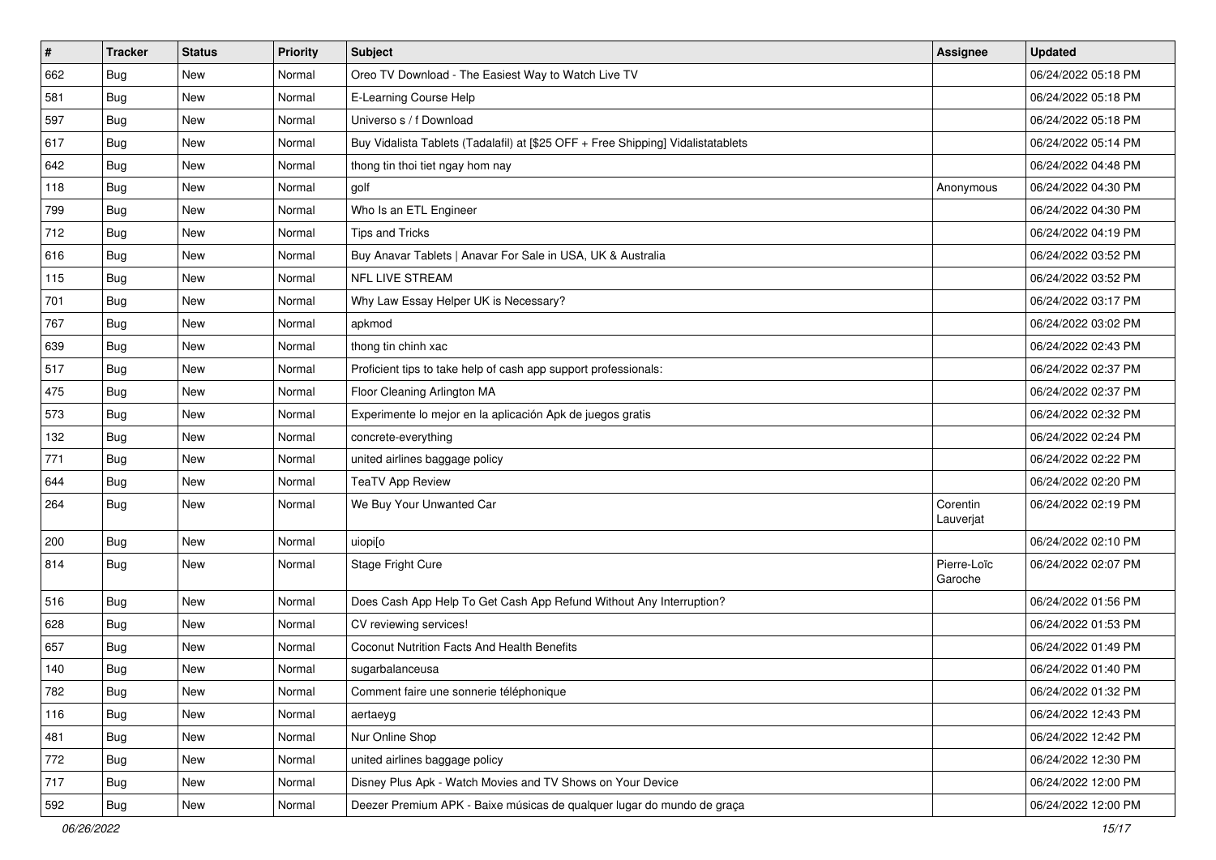| # | Tracker | Status | Priority | Subject | Assignee | Updated |
|---|---|---|---|---|---|---|
| 662 | Bug | New | Normal | Oreo TV Download - The Easiest Way to Watch Live TV | | 06/24/2022 05:18 PM |
| 581 | Bug | New | Normal | E-Learning Course Help | | 06/24/2022 05:18 PM |
| 597 | Bug | New | Normal | Universo s / f Download | | 06/24/2022 05:18 PM |
| 617 | Bug | New | Normal | Buy Vidalista Tablets (Tadalafil) at [$25 OFF + Free Shipping] Vidalistatablets | | 06/24/2022 05:14 PM |
| 642 | Bug | New | Normal | thong tin thoi tiet ngay hom nay | | 06/24/2022 04:48 PM |
| 118 | Bug | New | Normal | golf | Anonymous | 06/24/2022 04:30 PM |
| 799 | Bug | New | Normal | Who Is an ETL Engineer | | 06/24/2022 04:30 PM |
| 712 | Bug | New | Normal | Tips and Tricks | | 06/24/2022 04:19 PM |
| 616 | Bug | New | Normal | Buy Anavar Tablets \| Anavar For Sale in USA, UK & Australia | | 06/24/2022 03:52 PM |
| 115 | Bug | New | Normal | NFL LIVE STREAM | | 06/24/2022 03:52 PM |
| 701 | Bug | New | Normal | Why Law Essay Helper UK is Necessary? | | 06/24/2022 03:17 PM |
| 767 | Bug | New | Normal | apkmod | | 06/24/2022 03:02 PM |
| 639 | Bug | New | Normal | thong tin chinh xac | | 06/24/2022 02:43 PM |
| 517 | Bug | New | Normal | Proficient tips to take help of cash app support professionals: | | 06/24/2022 02:37 PM |
| 475 | Bug | New | Normal | Floor Cleaning Arlington MA | | 06/24/2022 02:37 PM |
| 573 | Bug | New | Normal | Experimente lo mejor en la aplicación Apk de juegos gratis | | 06/24/2022 02:32 PM |
| 132 | Bug | New | Normal | concrete-everything | | 06/24/2022 02:24 PM |
| 771 | Bug | New | Normal | united airlines baggage policy | | 06/24/2022 02:22 PM |
| 644 | Bug | New | Normal | TeaTV App Review | | 06/24/2022 02:20 PM |
| 264 | Bug | New | Normal | We Buy Your Unwanted Car | Corentin Lauverjat | 06/24/2022 02:19 PM |
| 200 | Bug | New | Normal | uiopi[o | | 06/24/2022 02:10 PM |
| 814 | Bug | New | Normal | Stage Fright Cure | Pierre-Loïc Garoche | 06/24/2022 02:07 PM |
| 516 | Bug | New | Normal | Does Cash App Help To Get Cash App Refund Without Any Interruption? | | 06/24/2022 01:56 PM |
| 628 | Bug | New | Normal | CV reviewing services! | | 06/24/2022 01:53 PM |
| 657 | Bug | New | Normal | Coconut Nutrition Facts And Health Benefits | | 06/24/2022 01:49 PM |
| 140 | Bug | New | Normal | sugarbalanceusa | | 06/24/2022 01:40 PM |
| 782 | Bug | New | Normal | Comment faire une sonnerie téléphonique | | 06/24/2022 01:32 PM |
| 116 | Bug | New | Normal | aertaeyg | | 06/24/2022 12:43 PM |
| 481 | Bug | New | Normal | Nur Online Shop | | 06/24/2022 12:42 PM |
| 772 | Bug | New | Normal | united airlines baggage policy | | 06/24/2022 12:30 PM |
| 717 | Bug | New | Normal | Disney Plus Apk - Watch Movies and TV Shows on Your Device | | 06/24/2022 12:00 PM |
| 592 | Bug | New | Normal | Deezer Premium APK - Baixe músicas de qualquer lugar do mundo de graça | | 06/24/2022 12:00 PM |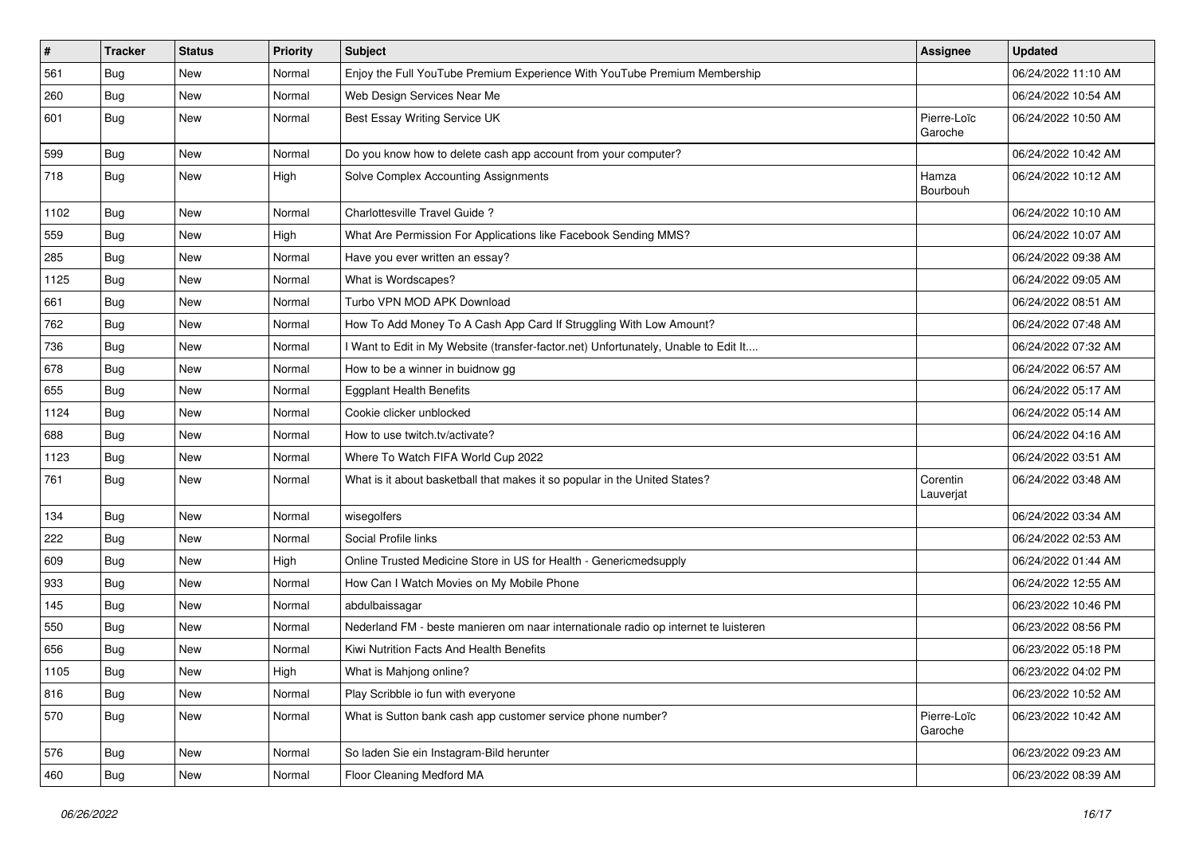| # | Tracker | Status | Priority | Subject | Assignee | Updated |
| --- | --- | --- | --- | --- | --- | --- |
| 561 | Bug | New | Normal | Enjoy the Full YouTube Premium Experience With YouTube Premium Membership | | 06/24/2022 11:10 AM |
| 260 | Bug | New | Normal | Web Design Services Near Me | | 06/24/2022 10:54 AM |
| 601 | Bug | New | Normal | Best Essay Writing Service UK | Pierre-Loïc Garoche | 06/24/2022 10:50 AM |
| 599 | Bug | New | Normal | Do you know how to delete cash app account from your computer? | | 06/24/2022 10:42 AM |
| 718 | Bug | New | High | Solve Complex Accounting Assignments | Hamza Bourbouh | 06/24/2022 10:12 AM |
| 1102 | Bug | New | Normal | Charlottesville Travel Guide ? | | 06/24/2022 10:10 AM |
| 559 | Bug | New | High | What Are Permission For Applications like Facebook Sending MMS? | | 06/24/2022 10:07 AM |
| 285 | Bug | New | Normal | Have you ever written an essay? | | 06/24/2022 09:38 AM |
| 1125 | Bug | New | Normal | What is Wordscapes? | | 06/24/2022 09:05 AM |
| 661 | Bug | New | Normal | Turbo VPN MOD APK Download | | 06/24/2022 08:51 AM |
| 762 | Bug | New | Normal | How To Add Money To A Cash App Card If Struggling With Low Amount? | | 06/24/2022 07:48 AM |
| 736 | Bug | New | Normal | I Want to Edit in My Website (transfer-factor.net) Unfortunately, Unable to Edit It.... | | 06/24/2022 07:32 AM |
| 678 | Bug | New | Normal | How to be a winner in buidnow gg | | 06/24/2022 06:57 AM |
| 655 | Bug | New | Normal | Eggplant Health Benefits | | 06/24/2022 05:17 AM |
| 1124 | Bug | New | Normal | Cookie clicker unblocked | | 06/24/2022 05:14 AM |
| 688 | Bug | New | Normal | How to use twitch.tv/activate? | | 06/24/2022 04:16 AM |
| 1123 | Bug | New | Normal | Where To Watch FIFA World Cup 2022 | | 06/24/2022 03:51 AM |
| 761 | Bug | New | Normal | What is it about basketball that makes it so popular in the United States? | Corentin Lauverjat | 06/24/2022 03:48 AM |
| 134 | Bug | New | Normal | wisegolfers | | 06/24/2022 03:34 AM |
| 222 | Bug | New | Normal | Social Profile links | | 06/24/2022 02:53 AM |
| 609 | Bug | New | High | Online Trusted Medicine Store in US for Health - Genericmedsupply | | 06/24/2022 01:44 AM |
| 933 | Bug | New | Normal | How Can I Watch Movies on My Mobile Phone | | 06/24/2022 12:55 AM |
| 145 | Bug | New | Normal | abdulbaissagar | | 06/23/2022 10:46 PM |
| 550 | Bug | New | Normal | Nederland FM - beste manieren om naar internationale radio op internet te luisteren | | 06/23/2022 08:56 PM |
| 656 | Bug | New | Normal | Kiwi Nutrition Facts And Health Benefits | | 06/23/2022 05:18 PM |
| 1105 | Bug | New | High | What is Mahjong online? | | 06/23/2022 04:02 PM |
| 816 | Bug | New | Normal | Play Scribble io fun with everyone | | 06/23/2022 10:52 AM |
| 570 | Bug | New | Normal | What is Sutton bank cash app customer service phone number? | Pierre-Loïc Garoche | 06/23/2022 10:42 AM |
| 576 | Bug | New | Normal | So laden Sie ein Instagram-Bild herunter | | 06/23/2022 09:23 AM |
| 460 | Bug | New | Normal | Floor Cleaning Medford MA | | 06/23/2022 08:39 AM |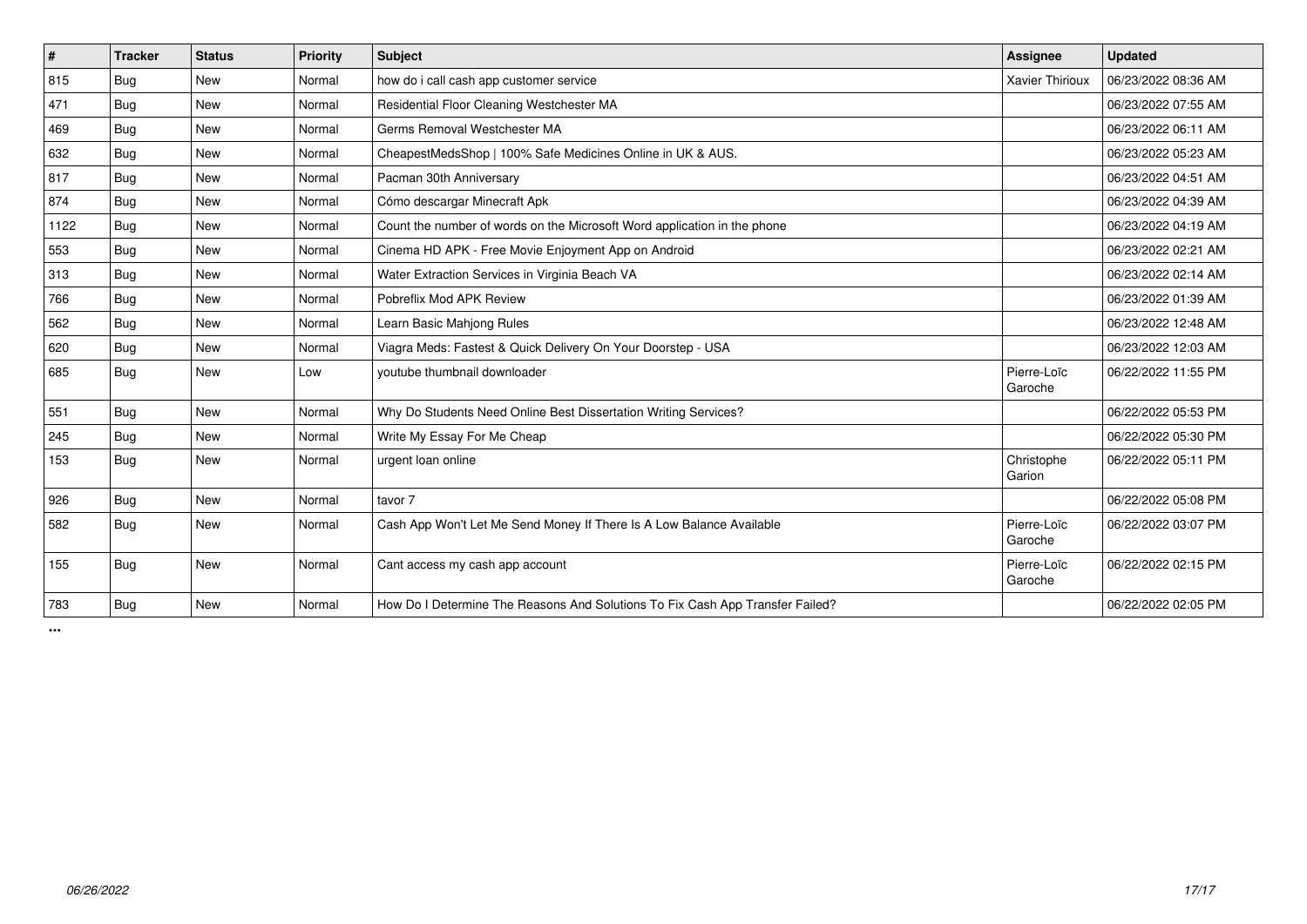| # | Tracker | Status | Priority | Subject | Assignee | Updated |
|---|---|---|---|---|---|---|
| 815 | Bug | New | Normal | how do i call cash app customer service | Xavier Thirioux | 06/23/2022 08:36 AM |
| 471 | Bug | New | Normal | Residential Floor Cleaning Westchester MA | | 06/23/2022 07:55 AM |
| 469 | Bug | New | Normal | Germs Removal Westchester MA | | 06/23/2022 06:11 AM |
| 632 | Bug | New | Normal | CheapestMedsShop \| 100% Safe Medicines Online in UK & AUS. | | 06/23/2022 05:23 AM |
| 817 | Bug | New | Normal | Pacman 30th Anniversary | | 06/23/2022 04:51 AM |
| 874 | Bug | New | Normal | Cómo descargar Minecraft Apk | | 06/23/2022 04:39 AM |
| 1122 | Bug | New | Normal | Count the number of words on the Microsoft Word application in the phone | | 06/23/2022 04:19 AM |
| 553 | Bug | New | Normal | Cinema HD APK - Free Movie Enjoyment App on Android | | 06/23/2022 02:21 AM |
| 313 | Bug | New | Normal | Water Extraction Services in Virginia Beach VA | | 06/23/2022 02:14 AM |
| 766 | Bug | New | Normal | Pobreflix Mod APK Review | | 06/23/2022 01:39 AM |
| 562 | Bug | New | Normal | Learn Basic Mahjong Rules | | 06/23/2022 12:48 AM |
| 620 | Bug | New | Normal | Viagra Meds: Fastest & Quick Delivery On Your Doorstep - USA | | 06/23/2022 12:03 AM |
| 685 | Bug | New | Low | youtube thumbnail downloader | Pierre-Loïc Garoche | 06/22/2022 11:55 PM |
| 551 | Bug | New | Normal | Why Do Students Need Online Best Dissertation Writing Services? | | 06/22/2022 05:53 PM |
| 245 | Bug | New | Normal | Write My Essay For Me Cheap | | 06/22/2022 05:30 PM |
| 153 | Bug | New | Normal | urgent loan online | Christophe Garion | 06/22/2022 05:11 PM |
| 926 | Bug | New | Normal | tavor 7 | | 06/22/2022 05:08 PM |
| 582 | Bug | New | Normal | Cash App Won't Let Me Send Money If There Is A Low Balance Available | Pierre-Loïc Garoche | 06/22/2022 03:07 PM |
| 155 | Bug | New | Normal | Cant access my cash app account | Pierre-Loïc Garoche | 06/22/2022 02:15 PM |
| 783 | Bug | New | Normal | How Do I Determine The Reasons And Solutions To Fix Cash App Transfer Failed? | | 06/22/2022 02:05 PM |

...